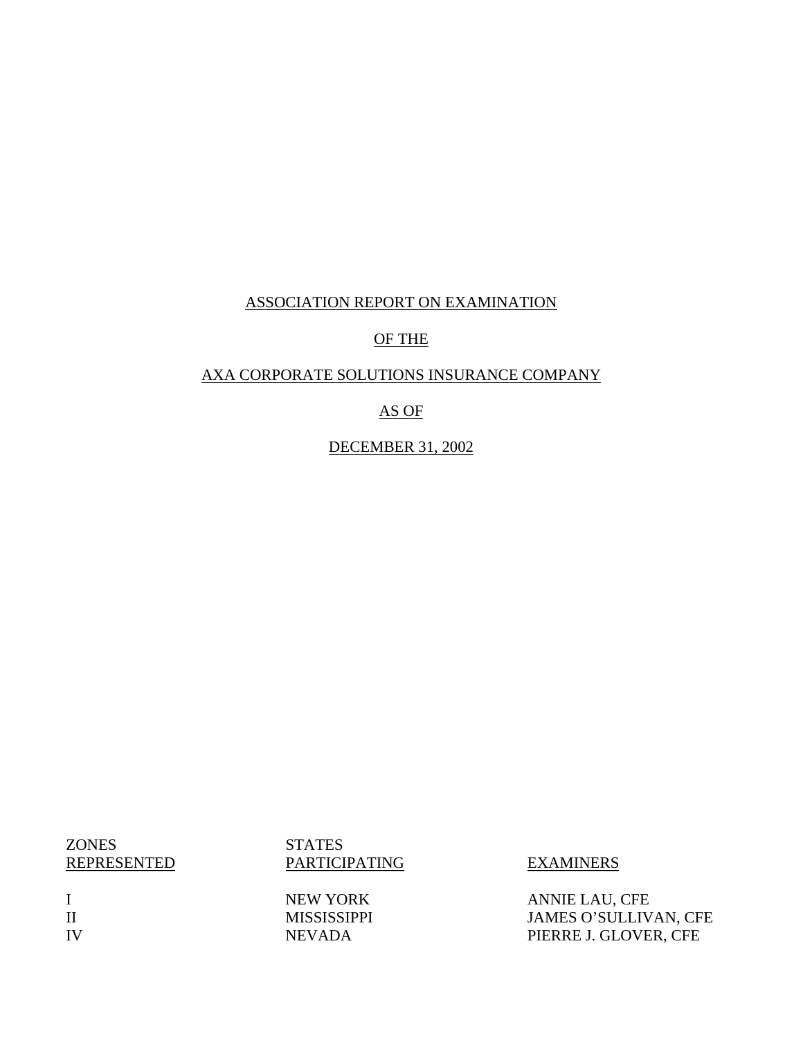ASSOCIATION REPORT ON EXAMINATION

OF THE

AXA CORPORATE SOLUTIONS INSURANCE COMPANY

AS OF

DECEMBER 31, 2002

| ZONES REPRESENTED | STATES PARTICIPATING | EXAMINERS |
|---|---|---|
| I | NEW YORK | ANNIE LAU, CFE |
| II | MISSISSIPPI | JAMES O'SULLIVAN, CFE |
| IV | NEVADA | PIERRE J. GLOVER, CFE |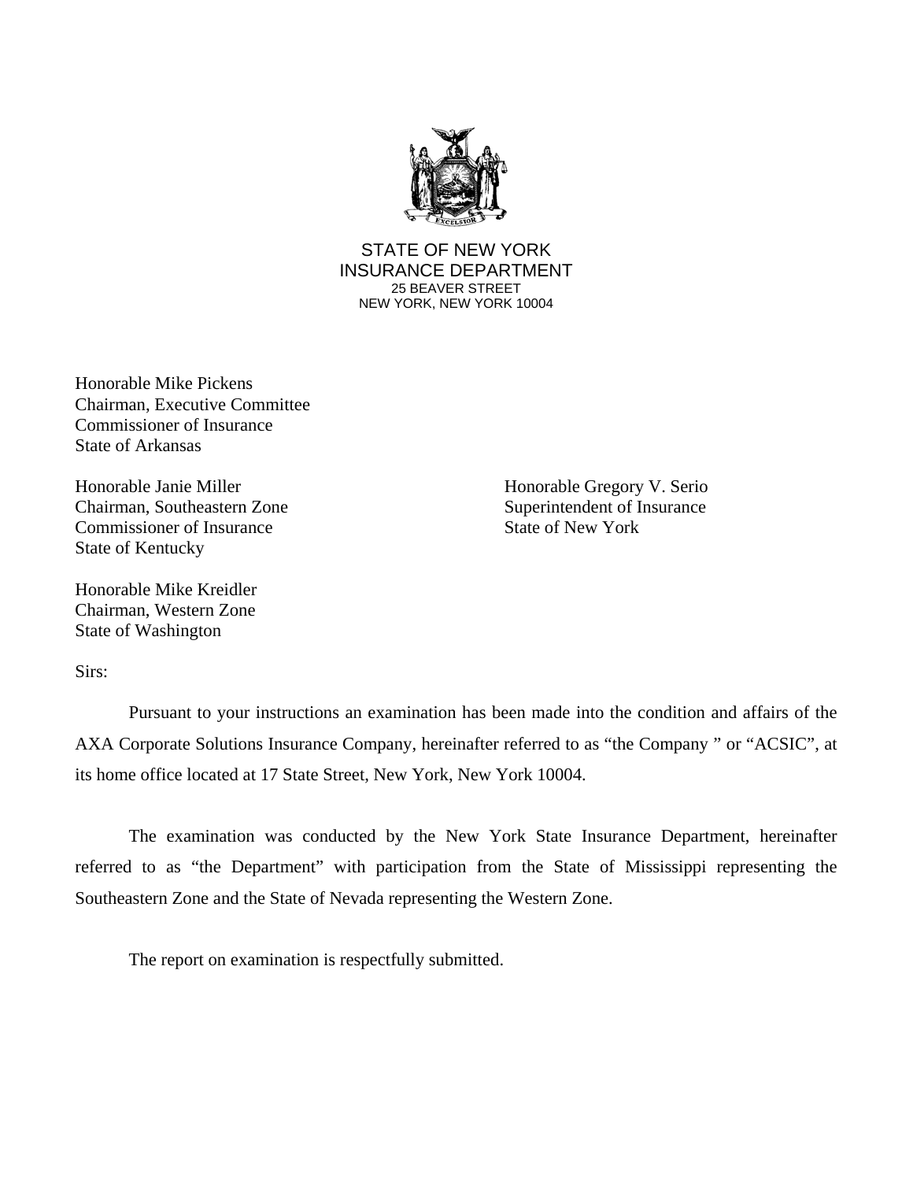STATE OF NEW YORK
INSURANCE DEPARTMENT
25 BEAVER STREET
NEW YORK, NEW YORK 10004

Honorable Mike Pickens
Chairman, Executive Committee
Commissioner of Insurance
State of Arkansas

Honorable Janie Miller
Chairman, Southeastern Zone
Commissioner of Insurance
State of Kentucky

Honorable Gregory V. Serio
Superintendent of Insurance
State of New York

Honorable Mike Kreidler
Chairman, Western Zone
State of Washington

Sirs:

Pursuant to your instructions an examination has been made into the condition and affairs of the AXA Corporate Solutions Insurance Company, hereinafter referred to as "the Company " or "ACSIC", at its home office located at 17 State Street, New York, New York 10004.

The examination was conducted by the New York State Insurance Department, hereinafter referred to as "the Department" with participation from the State of Mississippi representing the Southeastern Zone and the State of Nevada representing the Western Zone.

The report on examination is respectfully submitted.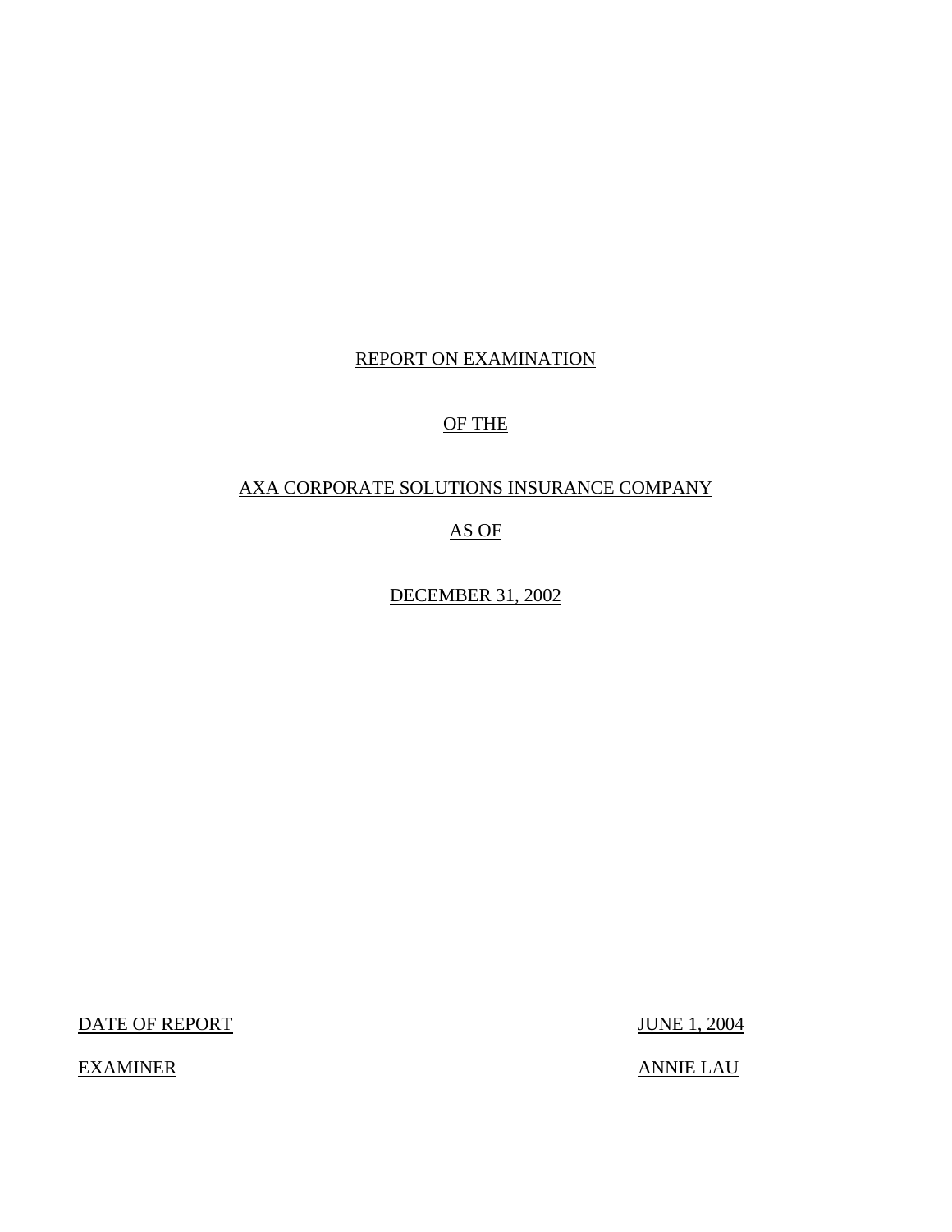REPORT ON EXAMINATION

OF THE

AXA CORPORATE SOLUTIONS INSURANCE COMPANY

AS OF

DECEMBER 31, 2002

| DATE OF REPORT | JUNE 1, 2004 |
| --- | --- |
| EXAMINER | ANNIE LAU |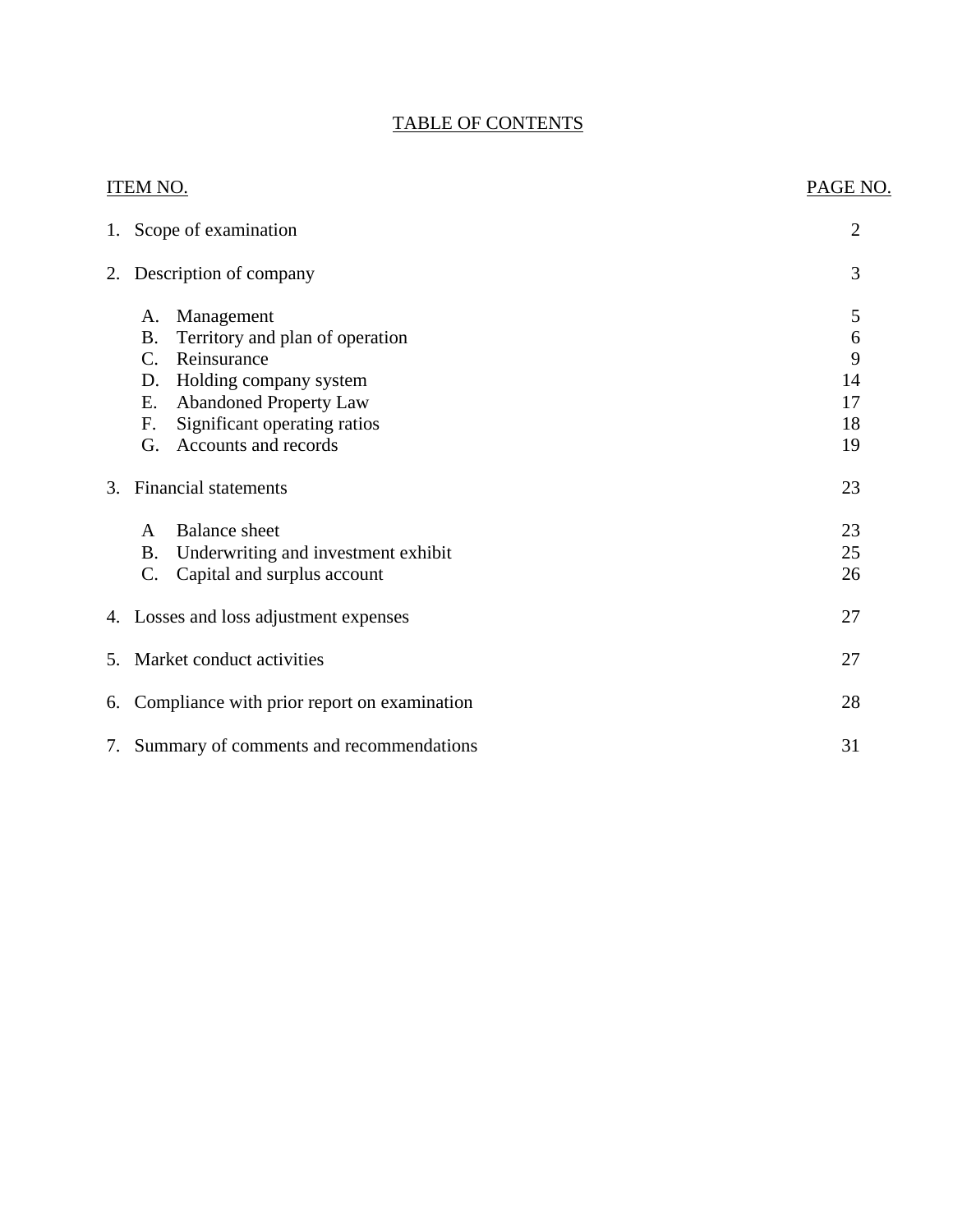# TABLE OF CONTENTS

| ITEM NO. | | PAGE NO. |
|---|---|---|
| 1. | Scope of examination | 2 |
| 2. | Description of company | 3 |
| | A. Management | 5 |
| | B. Territory and plan of operation | 6 |
| | C. Reinsurance | 9 |
| | D. Holding company system | 14 |
| | E. Abandoned Property Law | 17 |
| | F. Significant operating ratios | 18 |
| | G. Accounts and records | 19 |
| 3. | Financial statements | 23 |
| | A Balance sheet | 23 |
| | B. Underwriting and investment exhibit | 25 |
| | C. Capital and surplus account | 26 |
| 4. | Losses and loss adjustment expenses | 27 |
| 5. | Market conduct activities | 27 |
| 6. | Compliance with prior report on examination | 28 |
| 7. | Summary of comments and recommendations | 31 |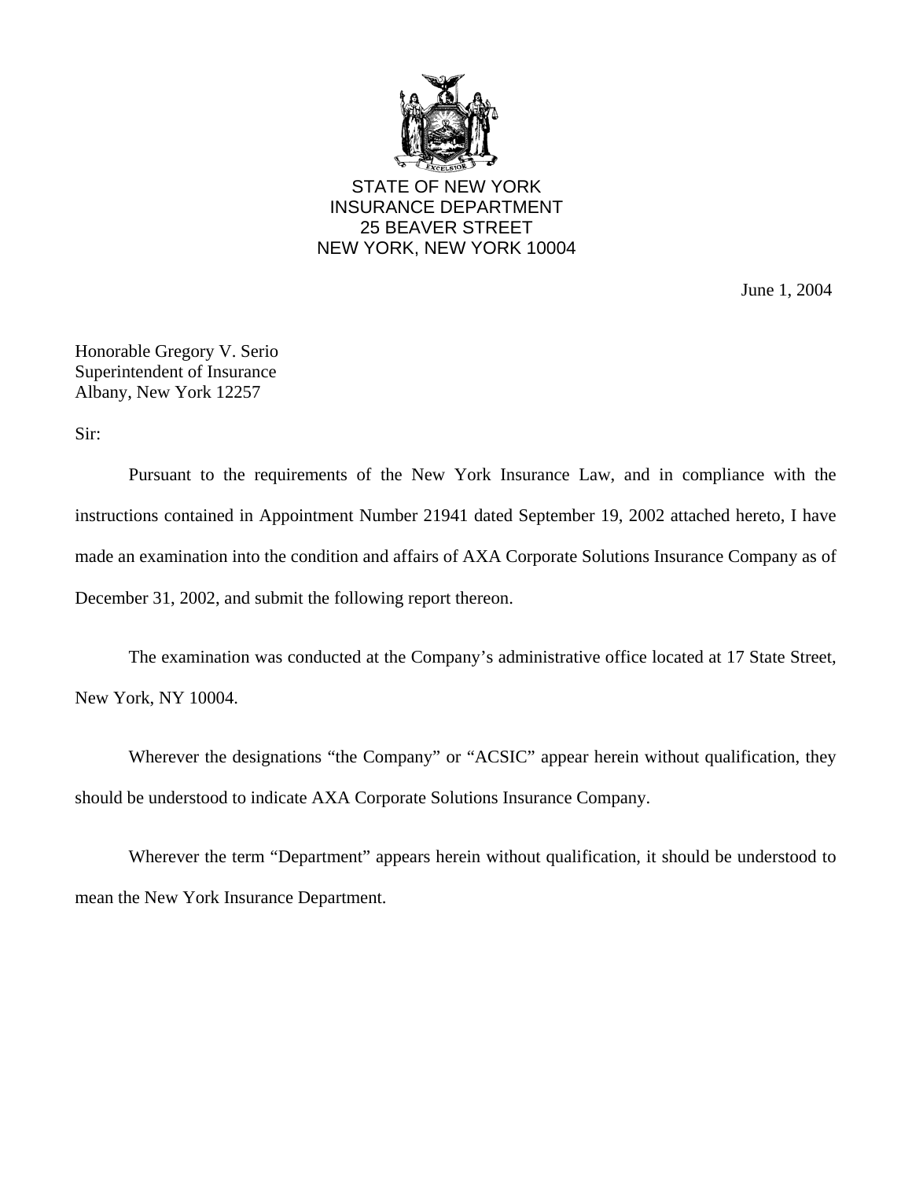STATE OF NEW YORK
INSURANCE DEPARTMENT
25 BEAVER STREET
NEW YORK, NEW YORK 10004

June 1, 2004

Honorable Gregory V. Serio
Superintendent of Insurance
Albany, New York 12257

Sir:

Pursuant to the requirements of the New York Insurance Law, and in compliance with the instructions contained in Appointment Number 21941 dated September 19, 2002 attached hereto, I have made an examination into the condition and affairs of AXA Corporate Solutions Insurance Company as of December 31, 2002, and submit the following report thereon.

The examination was conducted at the Company's administrative office located at 17 State Street, New York, NY 10004.

Wherever the designations "the Company" or "ACSIC" appear herein without qualification, they should be understood to indicate AXA Corporate Solutions Insurance Company.

Wherever the term "Department" appears herein without qualification, it should be understood to mean the New York Insurance Department.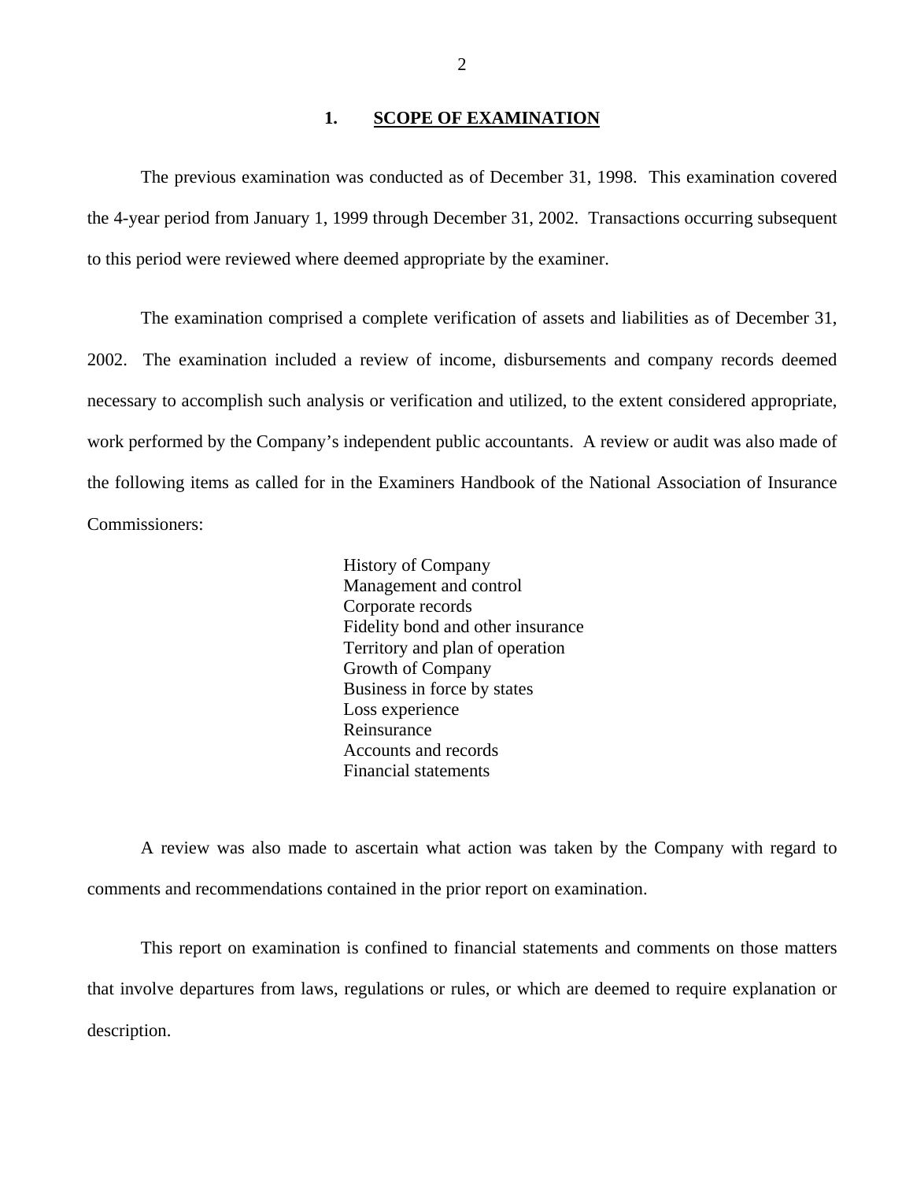## 1. SCOPE OF EXAMINATION

The previous examination was conducted as of December 31, 1998. This examination covered the 4-year period from January 1, 1999 through December 31, 2002. Transactions occurring subsequent to this period were reviewed where deemed appropriate by the examiner.

The examination comprised a complete verification of assets and liabilities as of December 31, 2002. The examination included a review of income, disbursements and company records deemed necessary to accomplish such analysis or verification and utilized, to the extent considered appropriate, work performed by the Company's independent public accountants. A review or audit was also made of the following items as called for in the Examiners Handbook of the National Association of Insurance Commissioners:

- History of Company
- Management and control
- Corporate records
- Fidelity bond and other insurance
- Territory and plan of operation
- Growth of Company
- Business in force by states
- Loss experience
- Reinsurance
- Accounts and records
- Financial statements

A review was also made to ascertain what action was taken by the Company with regard to comments and recommendations contained in the prior report on examination.

This report on examination is confined to financial statements and comments on those matters that involve departures from laws, regulations or rules, or which are deemed to require explanation or description.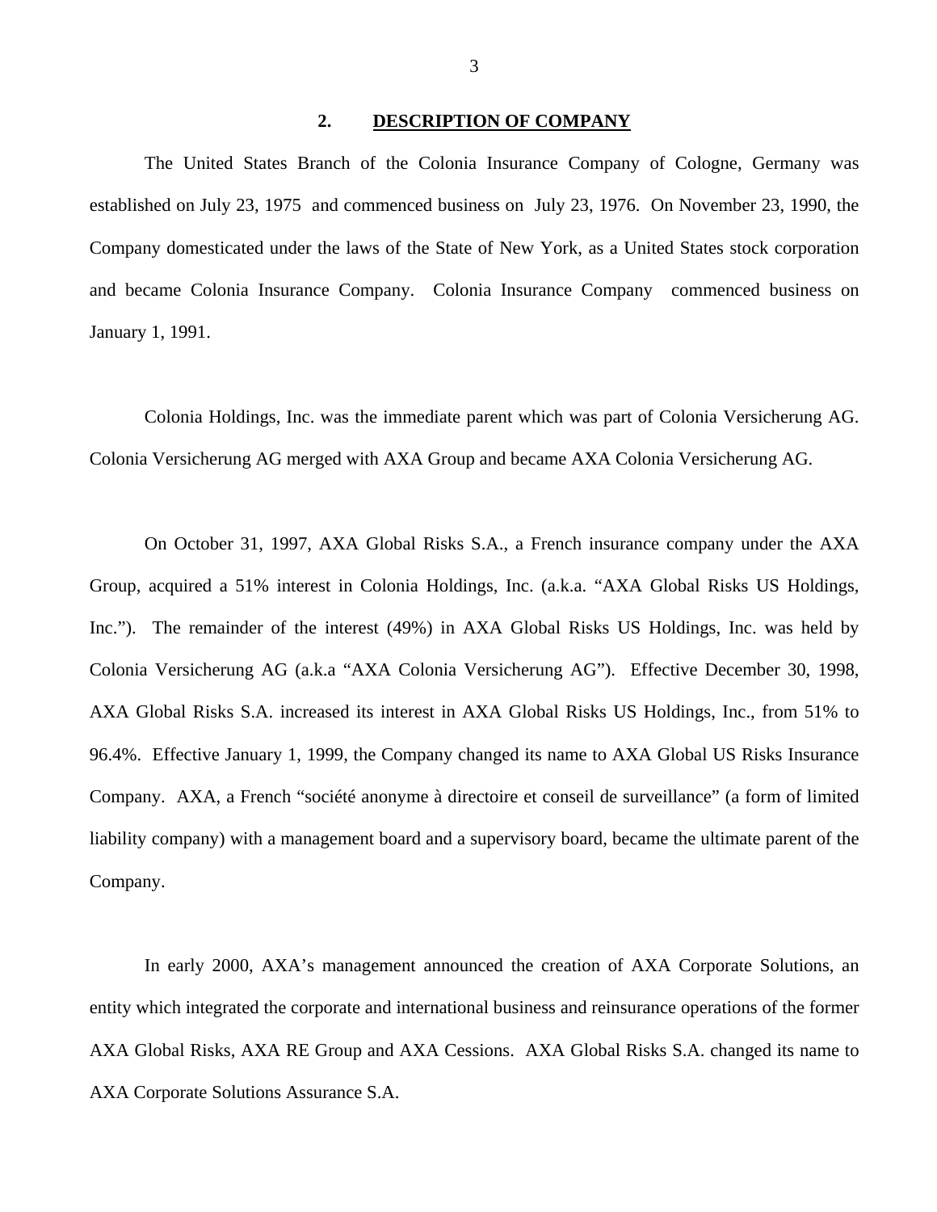## 2. DESCRIPTION OF COMPANY

The United States Branch of the Colonia Insurance Company of Cologne, Germany was established on July 23, 1975 and commenced business on July 23, 1976. On November 23, 1990, the Company domesticated under the laws of the State of New York, as a United States stock corporation and became Colonia Insurance Company. Colonia Insurance Company commenced business on January 1, 1991.

Colonia Holdings, Inc. was the immediate parent which was part of Colonia Versicherung AG. Colonia Versicherung AG merged with AXA Group and became AXA Colonia Versicherung AG.

On October 31, 1997, AXA Global Risks S.A., a French insurance company under the AXA Group, acquired a 51% interest in Colonia Holdings, Inc. (a.k.a. "AXA Global Risks US Holdings, Inc."). The remainder of the interest (49%) in AXA Global Risks US Holdings, Inc. was held by Colonia Versicherung AG (a.k.a "AXA Colonia Versicherung AG"). Effective December 30, 1998, AXA Global Risks S.A. increased its interest in AXA Global Risks US Holdings, Inc., from 51% to 96.4%. Effective January 1, 1999, the Company changed its name to AXA Global US Risks Insurance Company. AXA, a French "société anonyme à directoire et conseil de surveillance" (a form of limited liability company) with a management board and a supervisory board, became the ultimate parent of the Company.

In early 2000, AXA's management announced the creation of AXA Corporate Solutions, an entity which integrated the corporate and international business and reinsurance operations of the former AXA Global Risks, AXA RE Group and AXA Cessions. AXA Global Risks S.A. changed its name to AXA Corporate Solutions Assurance S.A.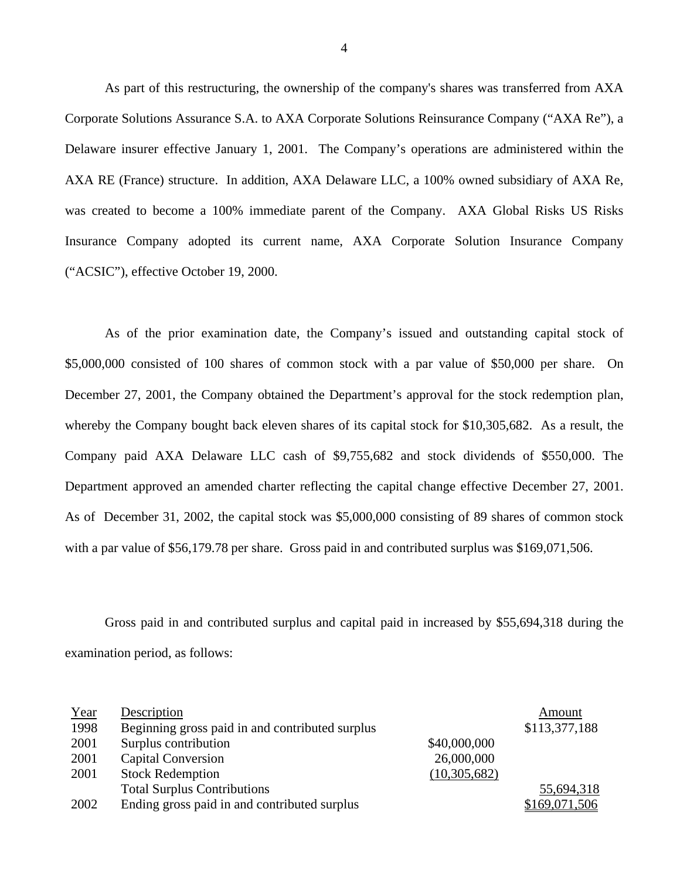As part of this restructuring, the ownership of the company's shares was transferred from AXA Corporate Solutions Assurance S.A. to AXA Corporate Solutions Reinsurance Company ("AXA Re"), a Delaware insurer effective January 1, 2001. The Company's operations are administered within the AXA RE (France) structure. In addition, AXA Delaware LLC, a 100% owned subsidiary of AXA Re, was created to become a 100% immediate parent of the Company. AXA Global Risks US Risks Insurance Company adopted its current name, AXA Corporate Solution Insurance Company ("ACSIC"), effective October 19, 2000.

As of the prior examination date, the Company's issued and outstanding capital stock of $5,000,000 consisted of 100 shares of common stock with a par value of $50,000 per share. On December 27, 2001, the Company obtained the Department's approval for the stock redemption plan, whereby the Company bought back eleven shares of its capital stock for $10,305,682. As a result, the Company paid AXA Delaware LLC cash of $9,755,682 and stock dividends of $550,000. The Department approved an amended charter reflecting the capital change effective December 27, 2001. As of December 31, 2002, the capital stock was $5,000,000 consisting of 89 shares of common stock with a par value of $56,179.78 per share. Gross paid in and contributed surplus was $169,071,506.

Gross paid in and contributed surplus and capital paid in increased by $55,694,318 during the examination period, as follows:

| Year | Description | | Amount |
|---|---|---|---|
| 1998 | Beginning gross paid in and contributed surplus | | $113,377,188 |
| 2001 | Surplus contribution | $40,000,000 | |
| 2001 | Capital Conversion | 26,000,000 | |
| 2001 | Stock Redemption | (10,305,682) | |
| | Total Surplus Contributions | | 55,694,318 |
| 2002 | Ending gross paid in and contributed surplus | | $169,071,506 |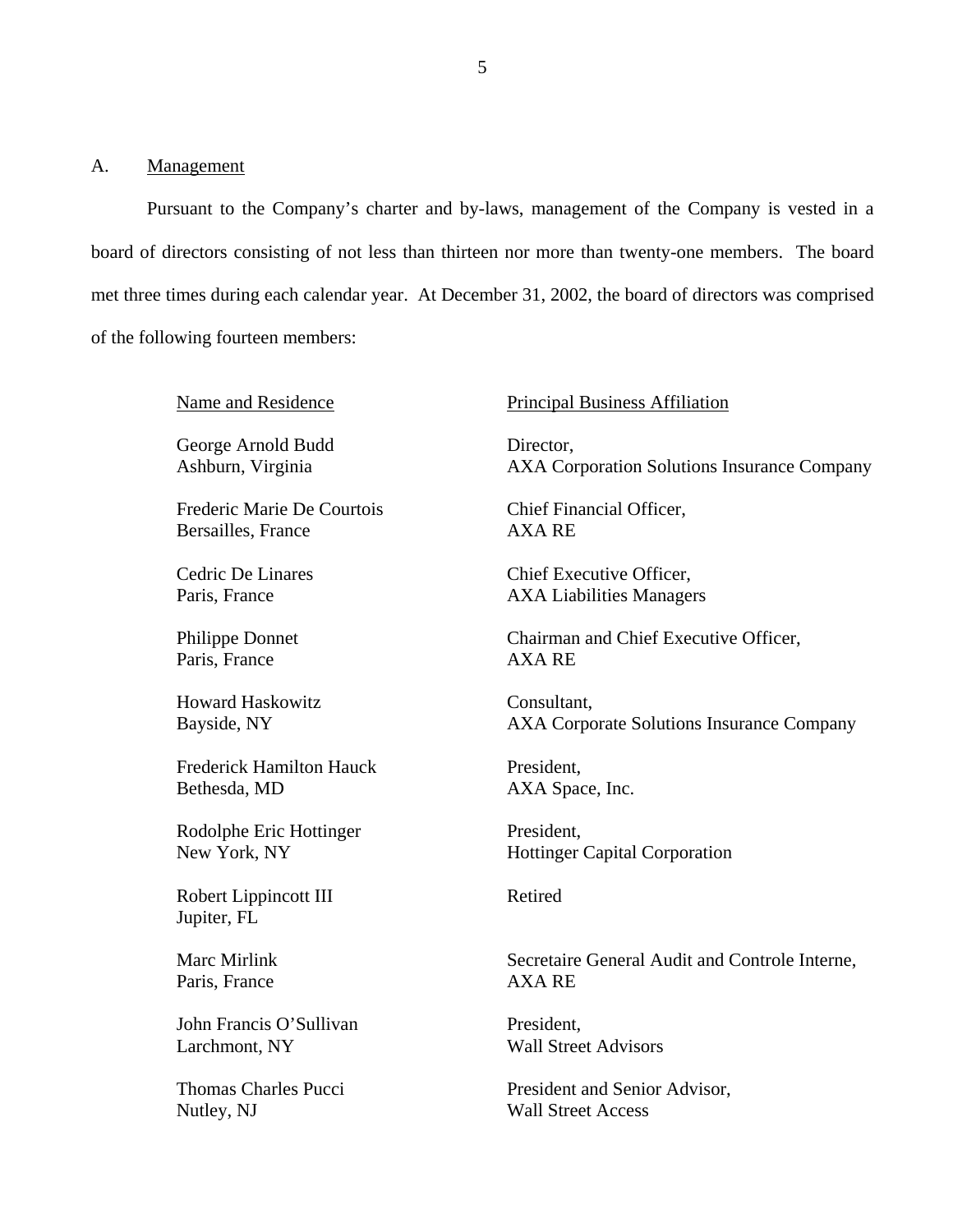## A. Management

Pursuant to the Company's charter and by-laws, management of the Company is vested in a board of directors consisting of not less than thirteen nor more than twenty-one members. The board met three times during each calendar year. At December 31, 2002, the board of directors was comprised of the following fourteen members:

| Name and Residence | Principal Business Affiliation |
|---|---|
| George Arnold Budd<br>Ashburn, Virginia | Director,<br>AXA Corporation Solutions Insurance Company |
| Frederic Marie De Courtois<br>Bersailles, France | Chief Financial Officer,<br>AXA RE |
| Cedric De Linares<br>Paris, France | Chief Executive Officer,<br>AXA Liabilities Managers |
| Philippe Donnet<br>Paris, France | Chairman and Chief Executive Officer,<br>AXA RE |
| Howard Haskowitz<br>Bayside, NY | Consultant,<br>AXA Corporate Solutions Insurance Company |
| Frederick Hamilton Hauck<br>Bethesda, MD | President,<br>AXA Space, Inc. |
| Rodolphe Eric Hottinger<br>New York, NY | President,<br>Hottinger Capital Corporation |
| Robert Lippincott III<br>Jupiter, FL | Retired |
| Marc Mirlink<br>Paris, France | Secretaire General Audit and Controle Interne,<br>AXA RE |
| John Francis O'Sullivan<br>Larchmont, NY | President,<br>Wall Street Advisors |
| Thomas Charles Pucci<br>Nutley, NJ | President and Senior Advisor,<br>Wall Street Access |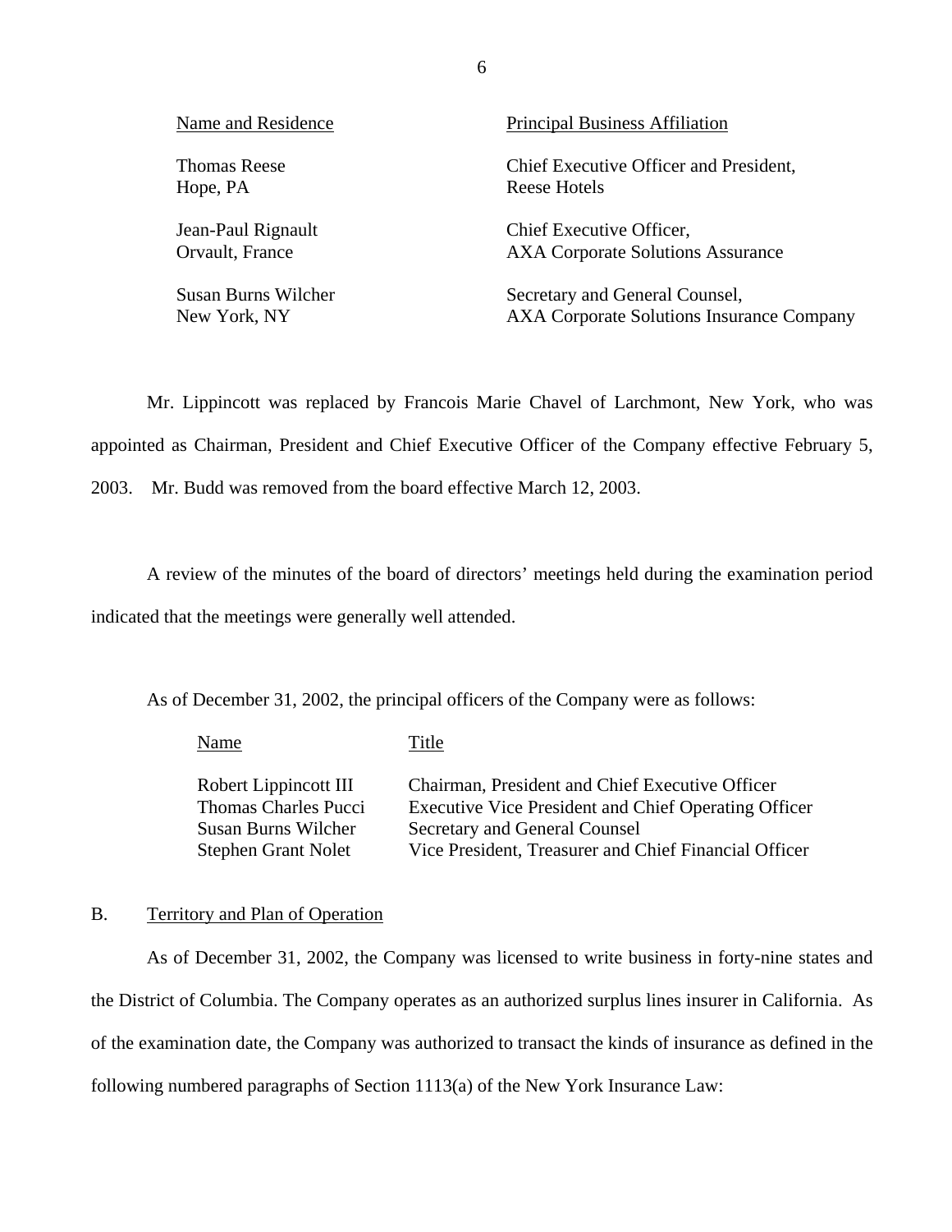| Name and Residence | Principal Business Affiliation |
| --- | --- |
| Thomas Reese<br>Hope, PA | Chief Executive Officer and President,<br>Reese Hotels |
| Jean-Paul Rignault<br>Orvault, France | Chief Executive Officer,<br>AXA Corporate Solutions Assurance |
| Susan Burns Wilcher<br>New York, NY | Secretary and General Counsel,<br>AXA Corporate Solutions Insurance Company |

Mr. Lippincott was replaced by Francois Marie Chavel of Larchmont, New York, who was appointed as Chairman, President and Chief Executive Officer of the Company effective February 5, 2003. Mr. Budd was removed from the board effective March 12, 2003.

A review of the minutes of the board of directors' meetings held during the examination period indicated that the meetings were generally well attended.

As of December 31, 2002, the principal officers of the Company were as follows:

| Name | Title |
| --- | --- |
| Robert Lippincott III | Chairman, President and Chief Executive Officer |
| Thomas Charles Pucci | Executive Vice President and Chief Operating Officer |
| Susan Burns Wilcher | Secretary and General Counsel |
| Stephen Grant Nolet | Vice President, Treasurer and Chief Financial Officer |

## B. Territory and Plan of Operation

As of December 31, 2002, the Company was licensed to write business in forty-nine states and the District of Columbia. The Company operates as an authorized surplus lines insurer in California. As of the examination date, the Company was authorized to transact the kinds of insurance as defined in the following numbered paragraphs of Section 1113(a) of the New York Insurance Law: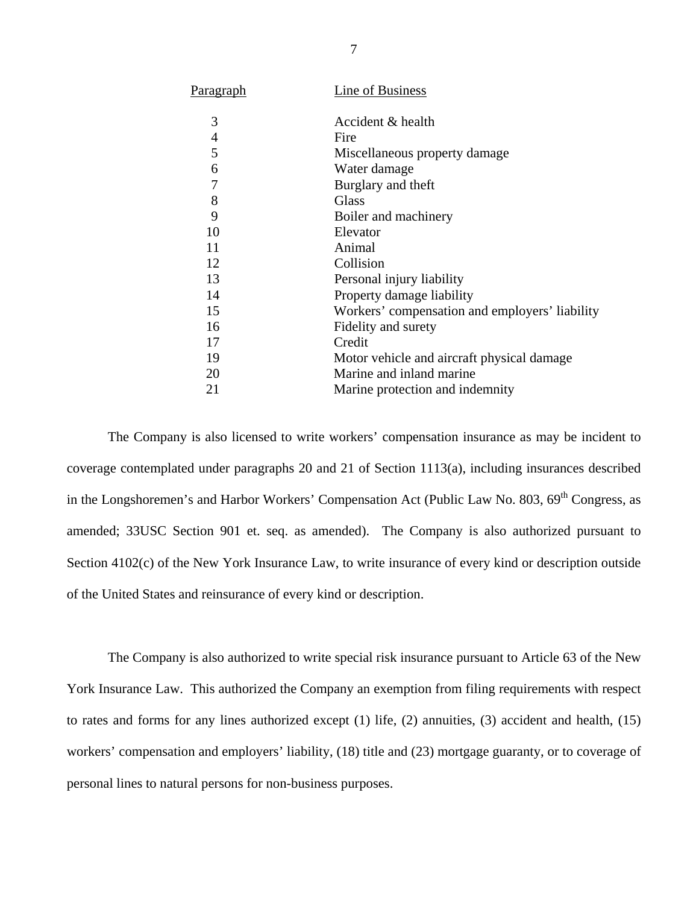| Paragraph | Line of Business |
|---|---|
| 3 | Accident & health |
| 4 | Fire |
| 5 | Miscellaneous property damage |
| 6 | Water damage |
| 7 | Burglary and theft |
| 8 | Glass |
| 9 | Boiler and machinery |
| 10 | Elevator |
| 11 | Animal |
| 12 | Collision |
| 13 | Personal injury liability |
| 14 | Property damage liability |
| 15 | Workers' compensation and employers' liability |
| 16 | Fidelity and surety |
| 17 | Credit |
| 19 | Motor vehicle and aircraft physical damage |
| 20 | Marine and inland marine |
| 21 | Marine protection and indemnity |

The Company is also licensed to write workers' compensation insurance as may be incident to coverage contemplated under paragraphs 20 and 21 of Section 1113(a), including insurances described in the Longshoremen's and Harbor Workers' Compensation Act (Public Law No. 803, 69th Congress, as amended; 33USC Section 901 et. seq. as amended). The Company is also authorized pursuant to Section 4102(c) of the New York Insurance Law, to write insurance of every kind or description outside of the United States and reinsurance of every kind or description.

The Company is also authorized to write special risk insurance pursuant to Article 63 of the New York Insurance Law. This authorized the Company an exemption from filing requirements with respect to rates and forms for any lines authorized except (1) life, (2) annuities, (3) accident and health, (15) workers' compensation and employers' liability, (18) title and (23) mortgage guaranty, or to coverage of personal lines to natural persons for non-business purposes.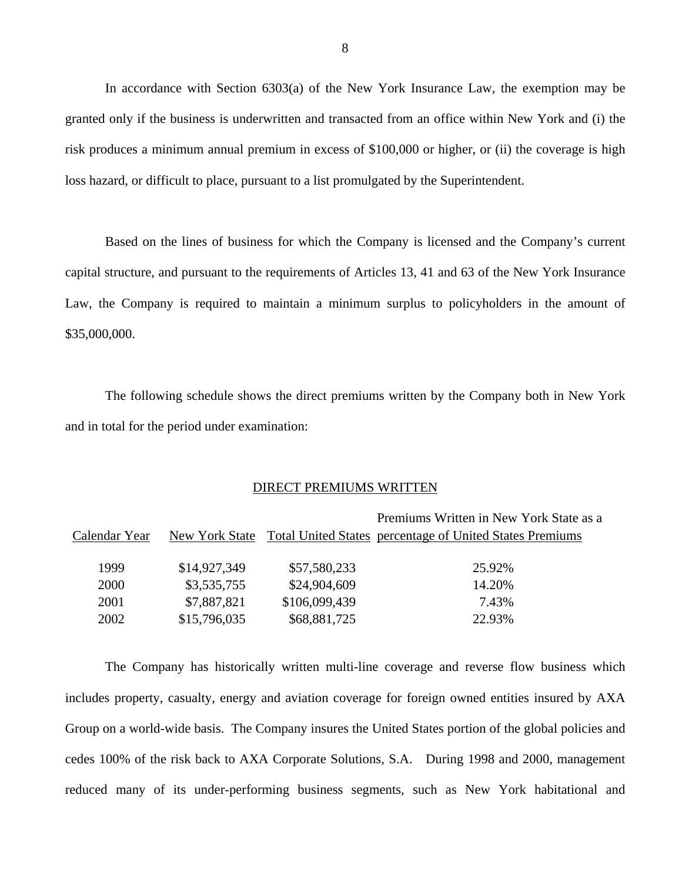In accordance with Section 6303(a) of the New York Insurance Law, the exemption may be granted only if the business is underwritten and transacted from an office within New York and (i) the risk produces a minimum annual premium in excess of $100,000 or higher, or (ii) the coverage is high loss hazard, or difficult to place, pursuant to a list promulgated by the Superintendent.

Based on the lines of business for which the Company is licensed and the Company's current capital structure, and pursuant to the requirements of Articles 13, 41 and 63 of the New York Insurance Law, the Company is required to maintain a minimum surplus to policyholders in the amount of $35,000,000.

The following schedule shows the direct premiums written by the Company both in New York and in total for the period under examination:

DIRECT PREMIUMS WRITTEN

| Calendar Year | New York State | Total United States | Premiums Written in New York State as a percentage of United States Premiums |
|---|---|---|---|
| 1999 | $14,927,349 | $57,580,233 | 25.92% |
| 2000 | $3,535,755 | $24,904,609 | 14.20% |
| 2001 | $7,887,821 | $106,099,439 | 7.43% |
| 2002 | $15,796,035 | $68,881,725 | 22.93% |

The Company has historically written multi-line coverage and reverse flow business which includes property, casualty, energy and aviation coverage for foreign owned entities insured by AXA Group on a world-wide basis. The Company insures the United States portion of the global policies and cedes 100% of the risk back to AXA Corporate Solutions, S.A. During 1998 and 2000, management reduced many of its under-performing business segments, such as New York habitational and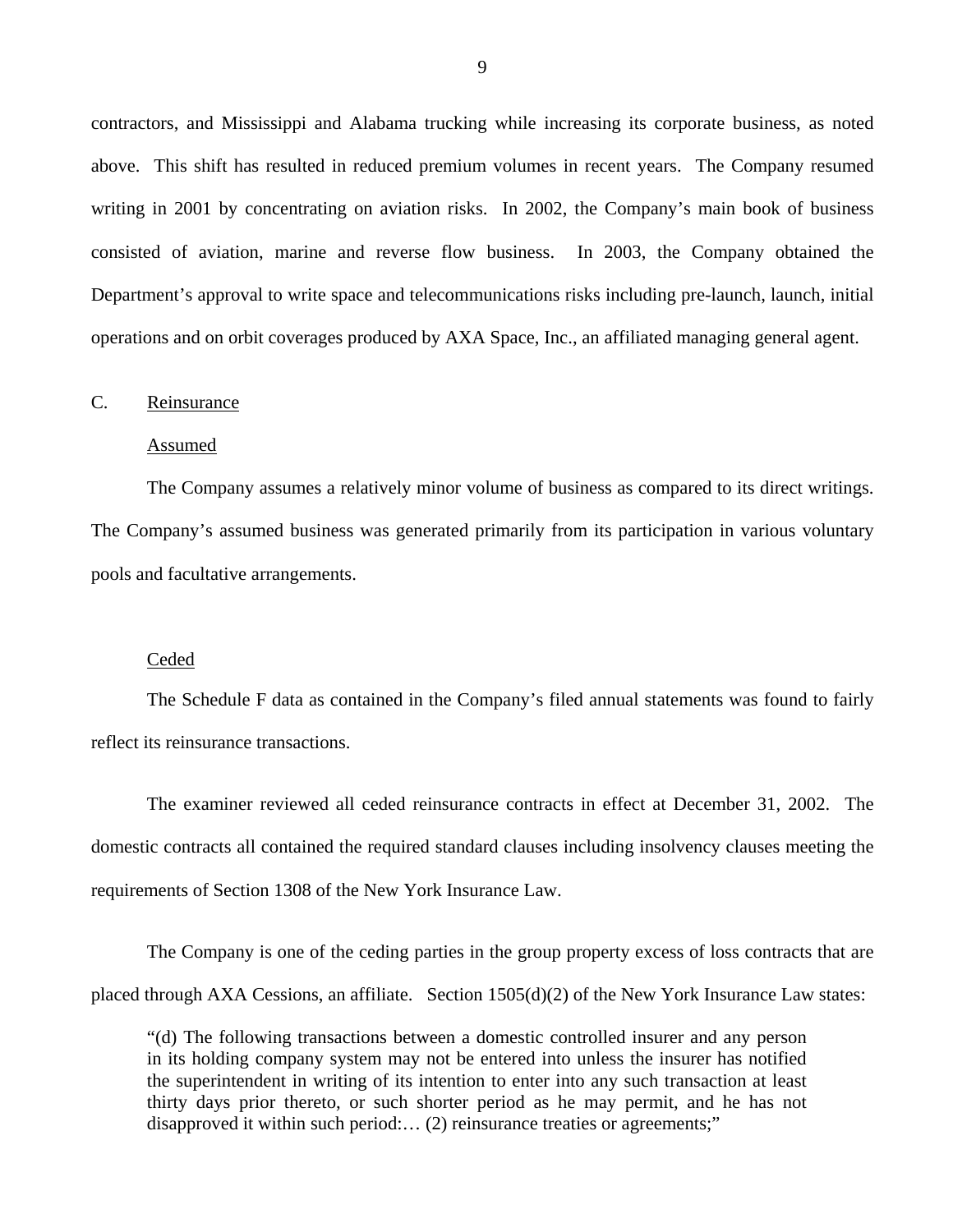contractors, and Mississippi and Alabama trucking while increasing its corporate business, as noted above. This shift has resulted in reduced premium volumes in recent years. The Company resumed writing in 2001 by concentrating on aviation risks. In 2002, the Company's main book of business consisted of aviation, marine and reverse flow business. In 2003, the Company obtained the Department's approval to write space and telecommunications risks including pre-launch, launch, initial operations and on orbit coverages produced by AXA Space, Inc., an affiliated managing general agent.

## C. Reinsurance

### Assumed

The Company assumes a relatively minor volume of business as compared to its direct writings. The Company's assumed business was generated primarily from its participation in various voluntary pools and facultative arrangements.

### Ceded

The Schedule F data as contained in the Company's filed annual statements was found to fairly reflect its reinsurance transactions.

The examiner reviewed all ceded reinsurance contracts in effect at December 31, 2002. The domestic contracts all contained the required standard clauses including insolvency clauses meeting the requirements of Section 1308 of the New York Insurance Law.

The Company is one of the ceding parties in the group property excess of loss contracts that are placed through AXA Cessions, an affiliate. Section 1505(d)(2) of the New York Insurance Law states:

> "(d) The following transactions between a domestic controlled insurer and any person in its holding company system may not be entered into unless the insurer has notified the superintendent in writing of its intention to enter into any such transaction at least thirty days prior thereto, or such shorter period as he may permit, and he has not disapproved it within such period:… (2) reinsurance treaties or agreements;"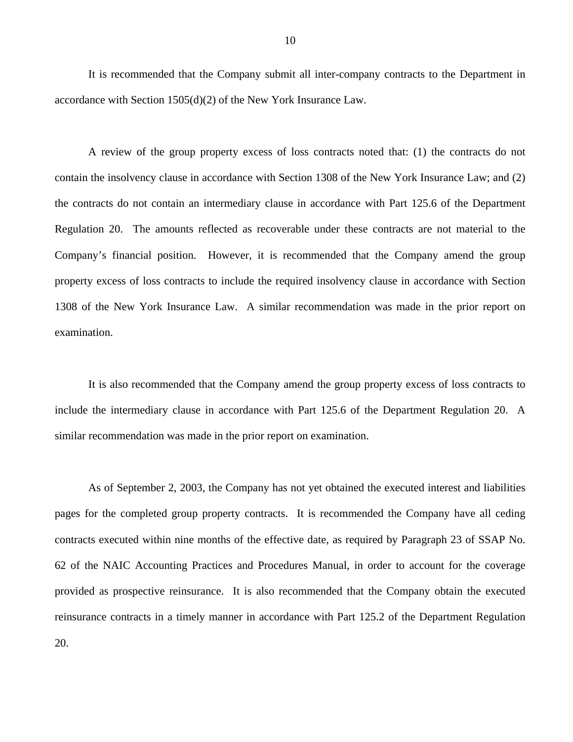It is recommended that the Company submit all inter-company contracts to the Department in accordance with Section 1505(d)(2) of the New York Insurance Law.

A review of the group property excess of loss contracts noted that: (1) the contracts do not contain the insolvency clause in accordance with Section 1308 of the New York Insurance Law; and (2) the contracts do not contain an intermediary clause in accordance with Part 125.6 of the Department Regulation 20. The amounts reflected as recoverable under these contracts are not material to the Company's financial position. However, it is recommended that the Company amend the group property excess of loss contracts to include the required insolvency clause in accordance with Section 1308 of the New York Insurance Law. A similar recommendation was made in the prior report on examination.

It is also recommended that the Company amend the group property excess of loss contracts to include the intermediary clause in accordance with Part 125.6 of the Department Regulation 20. A similar recommendation was made in the prior report on examination.

As of September 2, 2003, the Company has not yet obtained the executed interest and liabilities pages for the completed group property contracts. It is recommended the Company have all ceding contracts executed within nine months of the effective date, as required by Paragraph 23 of SSAP No. 62 of the NAIC Accounting Practices and Procedures Manual, in order to account for the coverage provided as prospective reinsurance. It is also recommended that the Company obtain the executed reinsurance contracts in a timely manner in accordance with Part 125.2 of the Department Regulation 20.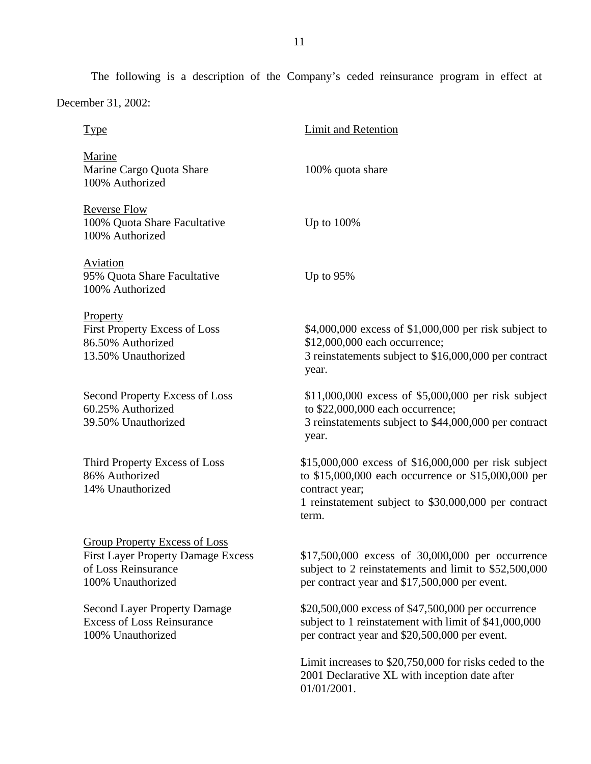The following is a description of the Company's ceded reinsurance program in effect at December 31, 2002:

| Type | Limit and Retention |
|---|---|
| Marine<br>Marine Cargo Quota Share<br>100% Authorized | 100% quota share |
| Reverse Flow<br>100% Quota Share Facultative<br>100% Authorized | Up to 100% |
| Aviation<br>95% Quota Share Facultative<br>100% Authorized | Up to 95% |
| Property<br>First Property Excess of Loss<br>86.50% Authorized<br>13.50% Unauthorized | \$4,000,000 excess of \$1,000,000 per risk subject to \$12,000,000 each occurrence;<br>3 reinstatements subject to \$16,000,000 per contract year. |
| Second Property Excess of Loss<br>60.25% Authorized<br>39.50% Unauthorized | \$11,000,000 excess of \$5,000,000 per risk subject to \$22,000,000 each occurrence;<br>3 reinstatements subject to \$44,000,000 per contract year. |
| Third Property Excess of Loss<br>86% Authorized<br>14% Unauthorized | \$15,000,000 excess of \$16,000,000 per risk subject to \$15,000,000 each occurrence or \$15,000,000 per contract year;<br>1 reinstatement subject to \$30,000,000 per contract term. |
| Group Property Excess of Loss<br>First Layer Property Damage Excess of Loss Reinsurance<br>100% Unauthorized | \$17,500,000 excess of 30,000,000 per occurrence subject to 2 reinstatements and limit to \$52,500,000 per contract year and \$17,500,000 per event. |
| Second Layer Property Damage Excess of Loss Reinsurance<br>100% Unauthorized | \$20,500,000 excess of \$47,500,000 per occurrence subject to 1 reinstatement with limit of \$41,000,000 per contract year and \$20,500,000 per event.<br><br>Limit increases to \$20,750,000 for risks ceded to the 2001 Declarative XL with inception date after 01/01/2001. |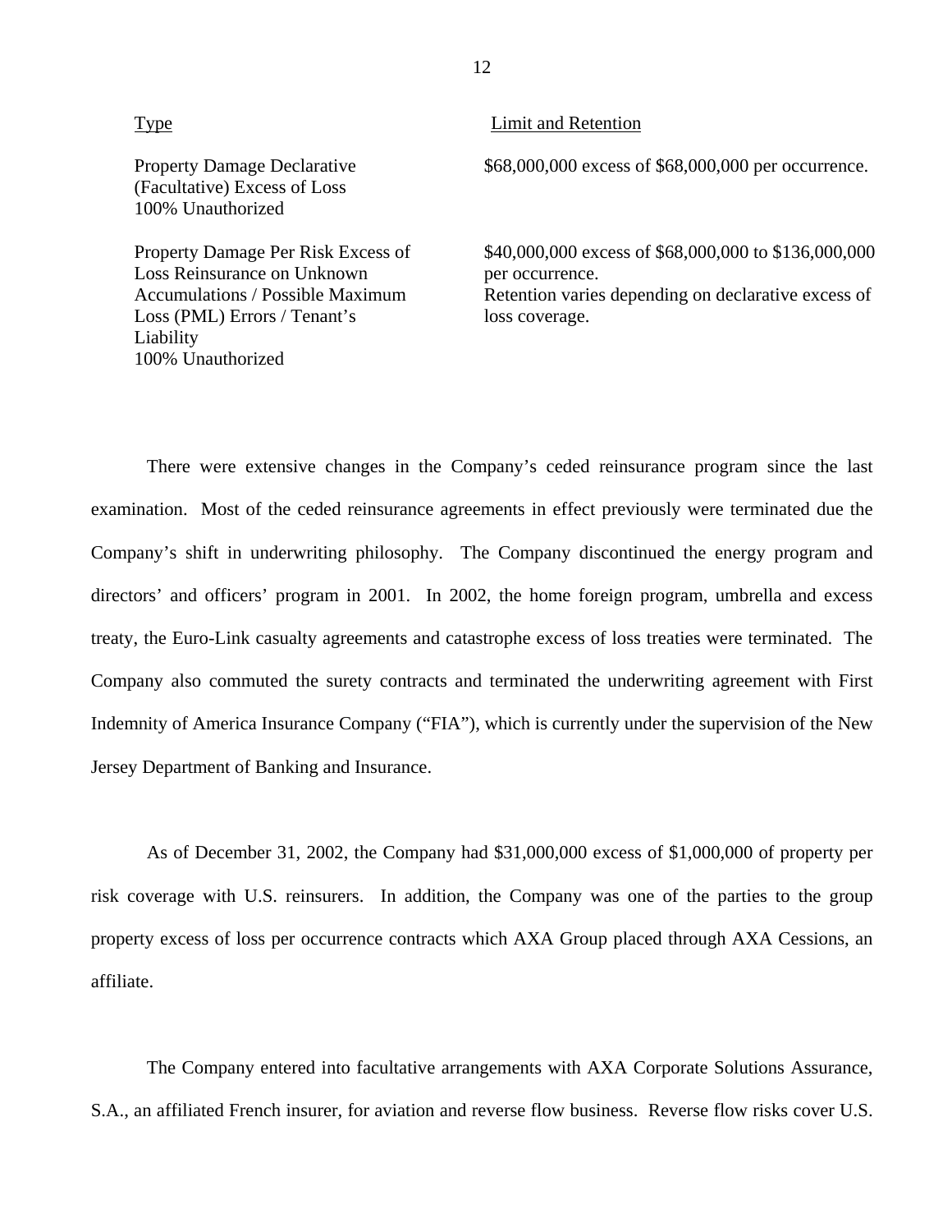| Type | Limit and Retention |
|---|---|
| Property Damage Declarative (Facultative) Excess of Loss 100% Unauthorized | $68,000,000 excess of $68,000,000 per occurrence. |
| Property Damage Per Risk Excess of Loss Reinsurance on Unknown Accumulations / Possible Maximum Loss (PML) Errors / Tenant's Liability 100% Unauthorized | $40,000,000 excess of $68,000,000 to $136,000,000 per occurrence. Retention varies depending on declarative excess of loss coverage. |

There were extensive changes in the Company's ceded reinsurance program since the last examination. Most of the ceded reinsurance agreements in effect previously were terminated due the Company's shift in underwriting philosophy. The Company discontinued the energy program and directors' and officers' program in 2001. In 2002, the home foreign program, umbrella and excess treaty, the Euro-Link casualty agreements and catastrophe excess of loss treaties were terminated. The Company also commuted the surety contracts and terminated the underwriting agreement with First Indemnity of America Insurance Company ("FIA"), which is currently under the supervision of the New Jersey Department of Banking and Insurance.

As of December 31, 2002, the Company had $31,000,000 excess of $1,000,000 of property per risk coverage with U.S. reinsurers. In addition, the Company was one of the parties to the group property excess of loss per occurrence contracts which AXA Group placed through AXA Cessions, an affiliate.

The Company entered into facultative arrangements with AXA Corporate Solutions Assurance, S.A., an affiliated French insurer, for aviation and reverse flow business. Reverse flow risks cover U.S.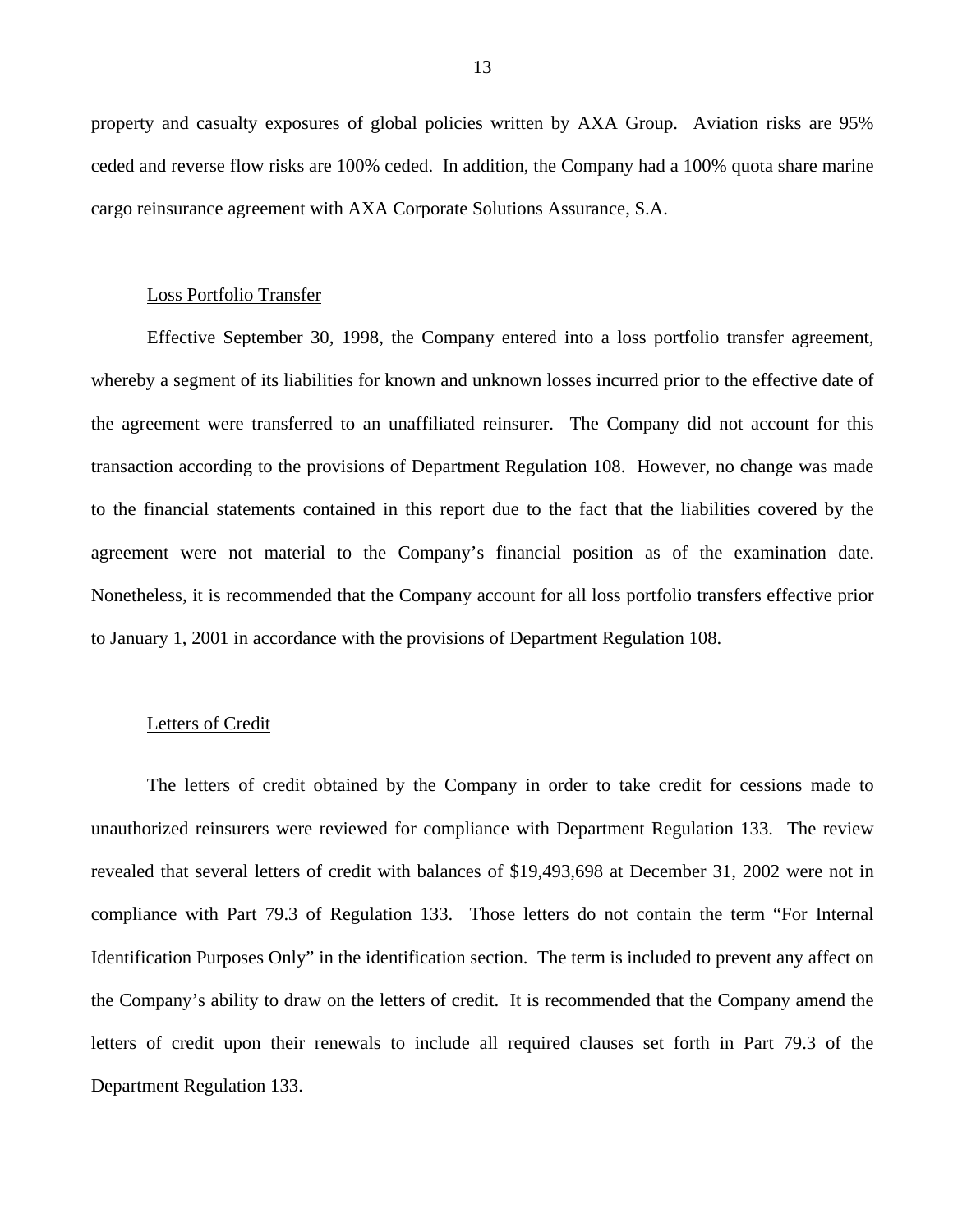property and casualty exposures of global policies written by AXA Group. Aviation risks are 95% ceded and reverse flow risks are 100% ceded. In addition, the Company had a 100% quota share marine cargo reinsurance agreement with AXA Corporate Solutions Assurance, S.A.

Loss Portfolio Transfer

Effective September 30, 1998, the Company entered into a loss portfolio transfer agreement, whereby a segment of its liabilities for known and unknown losses incurred prior to the effective date of the agreement were transferred to an unaffiliated reinsurer. The Company did not account for this transaction according to the provisions of Department Regulation 108. However, no change was made to the financial statements contained in this report due to the fact that the liabilities covered by the agreement were not material to the Company's financial position as of the examination date. Nonetheless, it is recommended that the Company account for all loss portfolio transfers effective prior to January 1, 2001 in accordance with the provisions of Department Regulation 108.

Letters of Credit

The letters of credit obtained by the Company in order to take credit for cessions made to unauthorized reinsurers were reviewed for compliance with Department Regulation 133. The review revealed that several letters of credit with balances of $19,493,698 at December 31, 2002 were not in compliance with Part 79.3 of Regulation 133. Those letters do not contain the term "For Internal Identification Purposes Only" in the identification section. The term is included to prevent any affect on the Company's ability to draw on the letters of credit. It is recommended that the Company amend the letters of credit upon their renewals to include all required clauses set forth in Part 79.3 of the Department Regulation 133.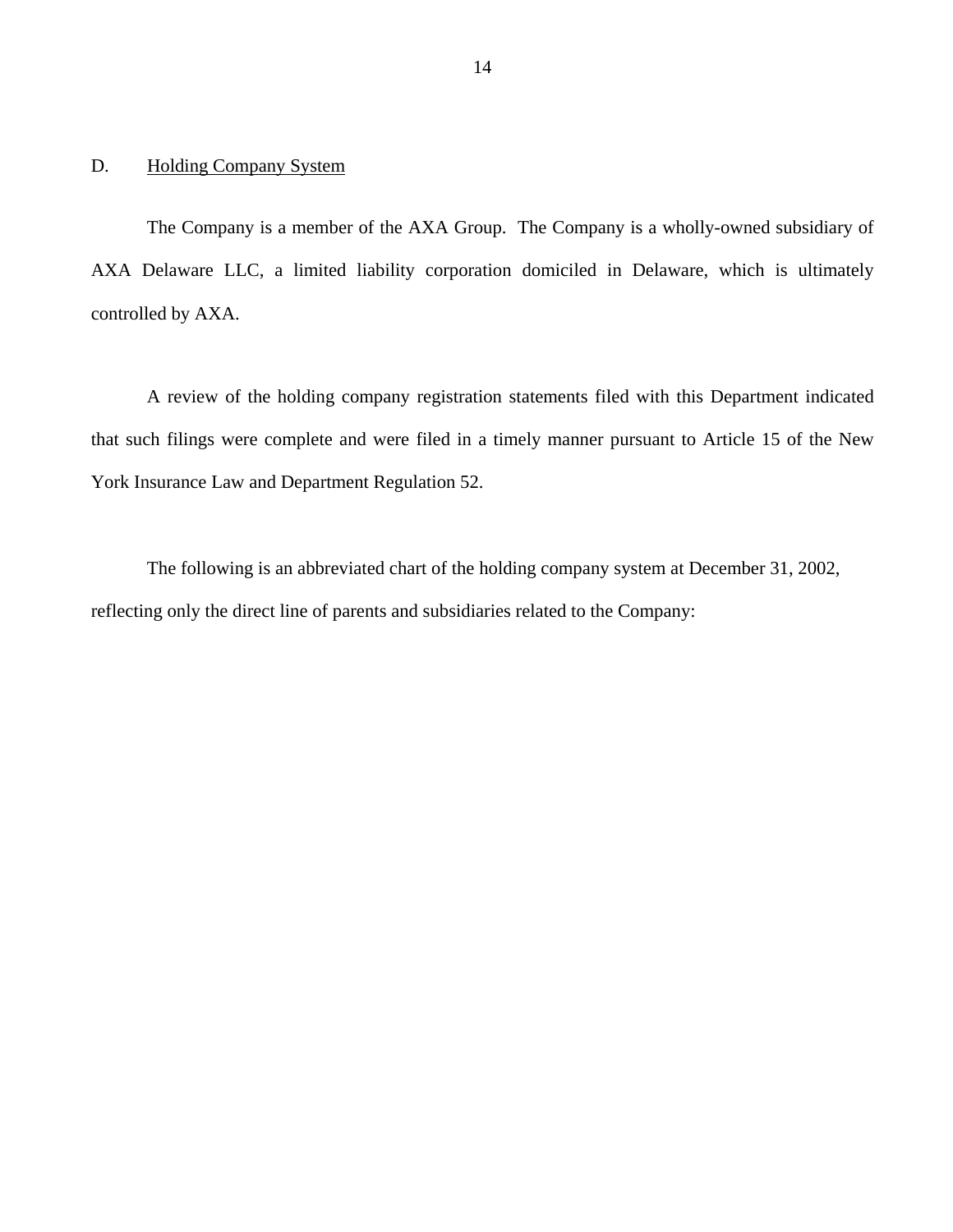## D. Holding Company System

The Company is a member of the AXA Group. The Company is a wholly-owned subsidiary of AXA Delaware LLC, a limited liability corporation domiciled in Delaware, which is ultimately controlled by AXA.

A review of the holding company registration statements filed with this Department indicated that such filings were complete and were filed in a timely manner pursuant to Article 15 of the New York Insurance Law and Department Regulation 52.

The following is an abbreviated chart of the holding company system at December 31, 2002, reflecting only the direct line of parents and subsidiaries related to the Company: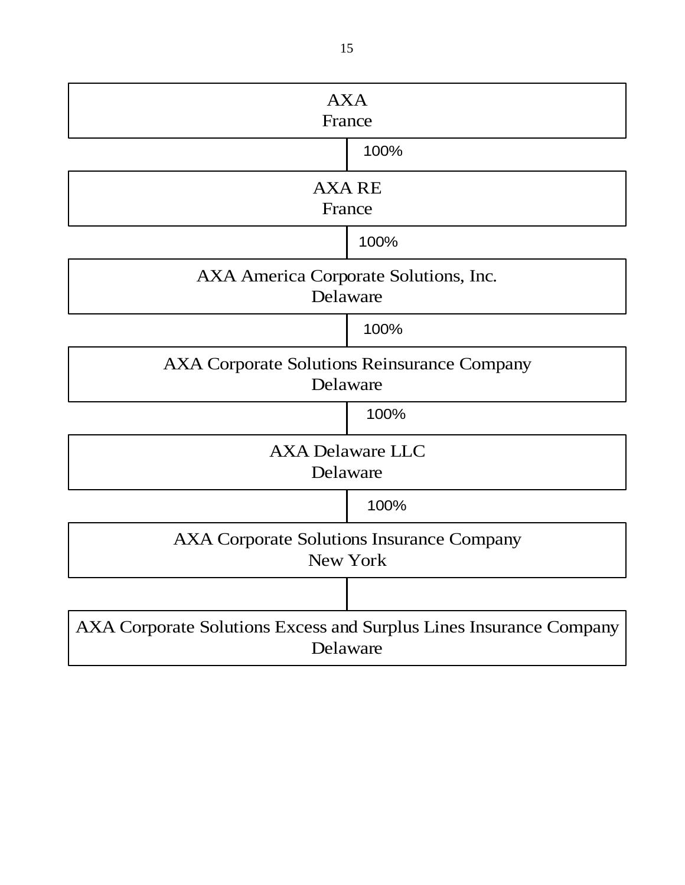AXA
France

100%

AXA RE
France

100%

AXA America Corporate Solutions, Inc.
Delaware

100%

AXA Corporate Solutions Reinsurance Company
Delaware

100%

AXA Delaware LLC
Delaware

100%

AXA Corporate Solutions Insurance Company
New York

AXA Corporate Solutions Excess and Surplus Lines Insurance Company
Delaware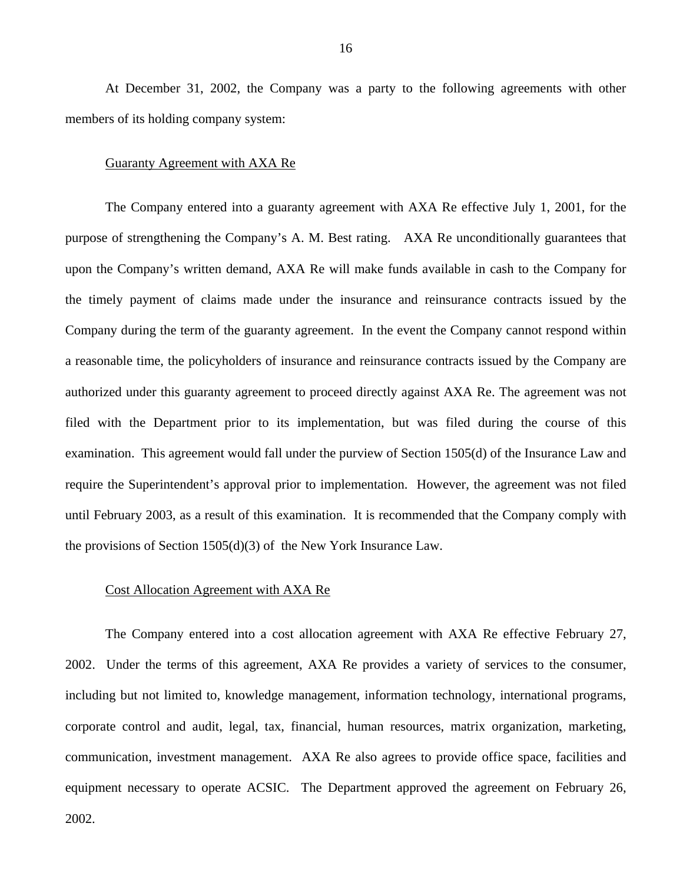At December 31, 2002, the Company was a party to the following agreements with other members of its holding company system:

Guaranty Agreement with AXA Re

The Company entered into a guaranty agreement with AXA Re effective July 1, 2001, for the purpose of strengthening the Company's A. M. Best rating. AXA Re unconditionally guarantees that upon the Company's written demand, AXA Re will make funds available in cash to the Company for the timely payment of claims made under the insurance and reinsurance contracts issued by the Company during the term of the guaranty agreement. In the event the Company cannot respond within a reasonable time, the policyholders of insurance and reinsurance contracts issued by the Company are authorized under this guaranty agreement to proceed directly against AXA Re. The agreement was not filed with the Department prior to its implementation, but was filed during the course of this examination. This agreement would fall under the purview of Section 1505(d) of the Insurance Law and require the Superintendent's approval prior to implementation. However, the agreement was not filed until February 2003, as a result of this examination. It is recommended that the Company comply with the provisions of Section 1505(d)(3) of the New York Insurance Law.

Cost Allocation Agreement with AXA Re

The Company entered into a cost allocation agreement with AXA Re effective February 27, 2002. Under the terms of this agreement, AXA Re provides a variety of services to the consumer, including but not limited to, knowledge management, information technology, international programs, corporate control and audit, legal, tax, financial, human resources, matrix organization, marketing, communication, investment management. AXA Re also agrees to provide office space, facilities and equipment necessary to operate ACSIC. The Department approved the agreement on February 26, 2002.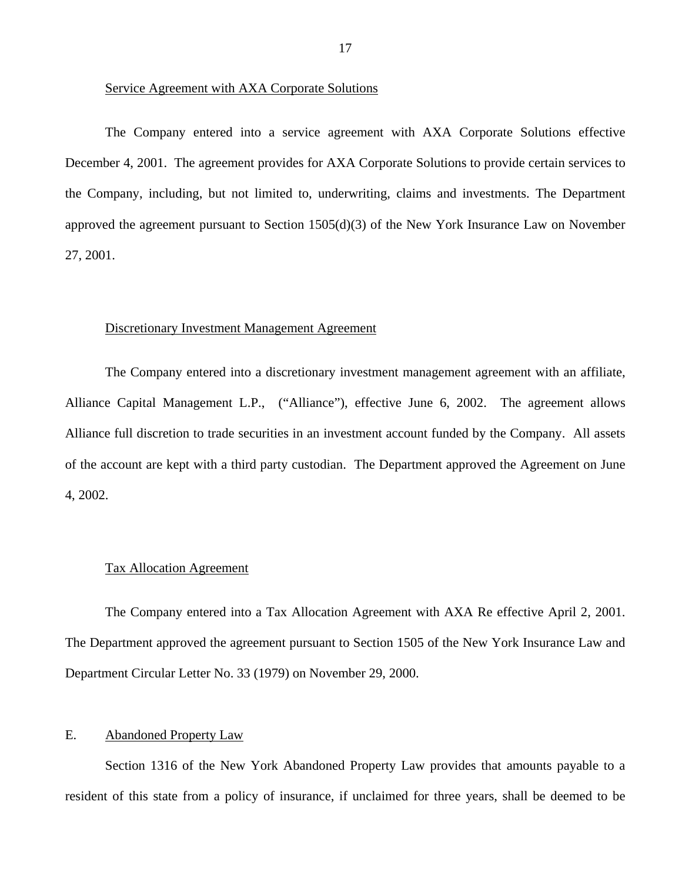Service Agreement with AXA Corporate Solutions

The Company entered into a service agreement with AXA Corporate Solutions effective December 4, 2001. The agreement provides for AXA Corporate Solutions to provide certain services to the Company, including, but not limited to, underwriting, claims and investments. The Department approved the agreement pursuant to Section 1505(d)(3) of the New York Insurance Law on November 27, 2001.

Discretionary Investment Management Agreement

The Company entered into a discretionary investment management agreement with an affiliate, Alliance Capital Management L.P., ("Alliance"), effective June 6, 2002. The agreement allows Alliance full discretion to trade securities in an investment account funded by the Company. All assets of the account are kept with a third party custodian. The Department approved the Agreement on June 4, 2002.

Tax Allocation Agreement

The Company entered into a Tax Allocation Agreement with AXA Re effective April 2, 2001. The Department approved the agreement pursuant to Section 1505 of the New York Insurance Law and Department Circular Letter No. 33 (1979) on November 29, 2000.

## E. Abandoned Property Law

Section 1316 of the New York Abandoned Property Law provides that amounts payable to a resident of this state from a policy of insurance, if unclaimed for three years, shall be deemed to be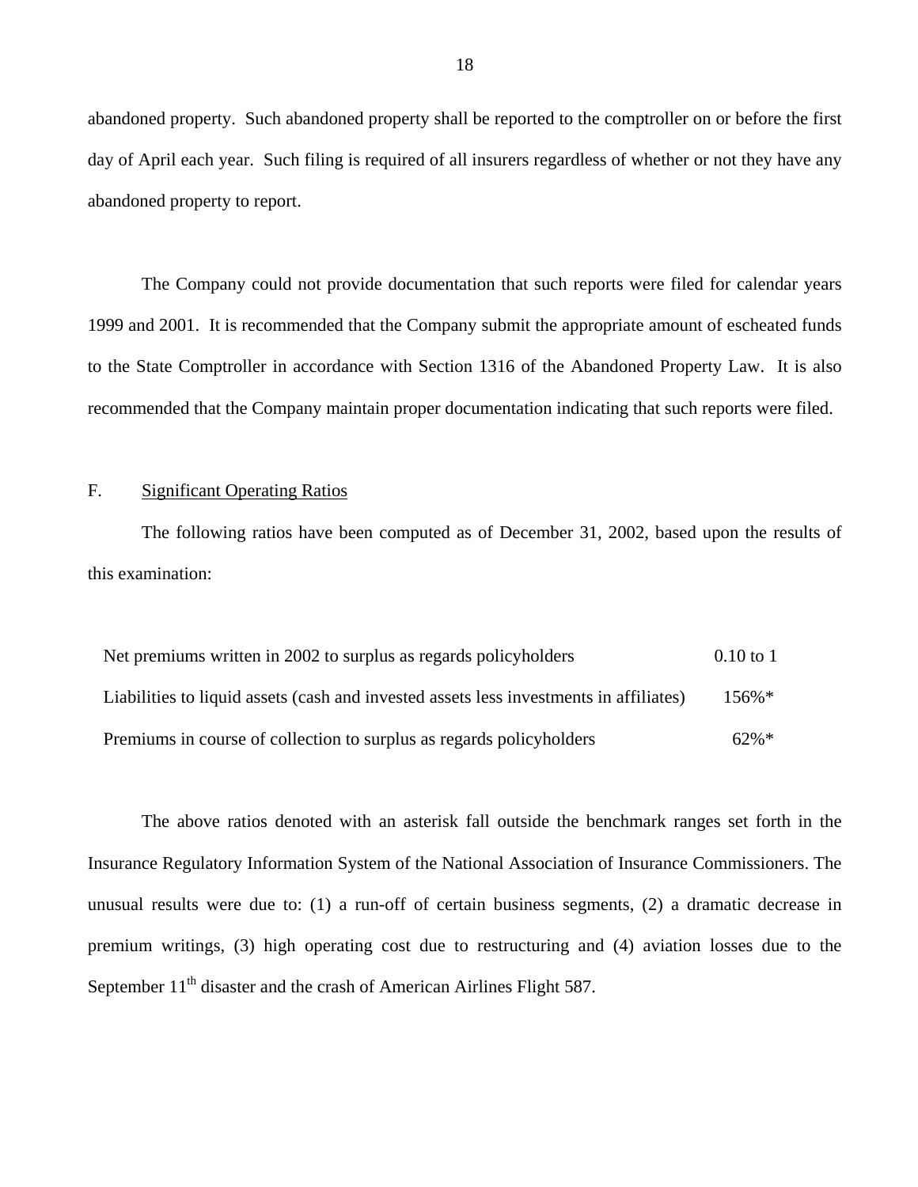abandoned property. Such abandoned property shall be reported to the comptroller on or before the first day of April each year. Such filing is required of all insurers regardless of whether or not they have any abandoned property to report.

The Company could not provide documentation that such reports were filed for calendar years 1999 and 2001. It is recommended that the Company submit the appropriate amount of escheated funds to the State Comptroller in accordance with Section 1316 of the Abandoned Property Law. It is also recommended that the Company maintain proper documentation indicating that such reports were filed.

## F. Significant Operating Ratios

The following ratios have been computed as of December 31, 2002, based upon the results of this examination:

| | |
|---|---|
| Net premiums written in 2002 to surplus as regards policyholders | 0.10 to 1 |
| Liabilities to liquid assets (cash and invested assets less investments in affiliates) | 156%* |
| Premiums in course of collection to surplus as regards policyholders | 62%* |

The above ratios denoted with an asterisk fall outside the benchmark ranges set forth in the Insurance Regulatory Information System of the National Association of Insurance Commissioners. The unusual results were due to: (1) a run-off of certain business segments, (2) a dramatic decrease in premium writings, (3) high operating cost due to restructuring and (4) aviation losses due to the September 11th disaster and the crash of American Airlines Flight 587.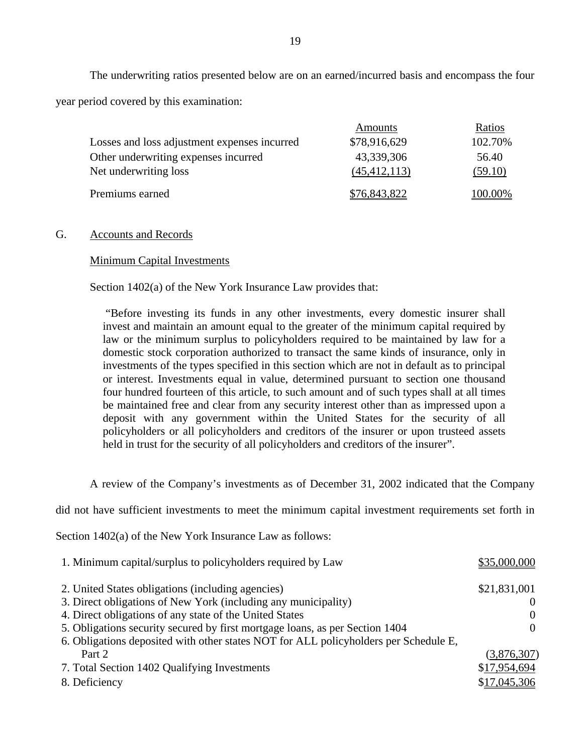The underwriting ratios presented below are on an earned/incurred basis and encompass the four year period covered by this examination:

| | Amounts | Ratios |
|---|---|---|
| Losses and loss adjustment expenses incurred | $78,916,629 | 102.70% |
| Other underwriting expenses incurred | 43,339,306 | 56.40 |
| Net underwriting loss | (45,412,113) | (59.10) |
| Premiums earned | $76,843,822 | 100.00% |

G. Accounts and Records

Minimum Capital Investments

Section 1402(a) of the New York Insurance Law provides that:

> "Before investing its funds in any other investments, every domestic insurer shall invest and maintain an amount equal to the greater of the minimum capital required by law or the minimum surplus to policyholders required to be maintained by law for a domestic stock corporation authorized to transact the same kinds of insurance, only in investments of the types specified in this section which are not in default as to principal or interest. Investments equal in value, determined pursuant to section one thousand four hundred fourteen of this article, to such amount and of such types shall at all times be maintained free and clear from any security interest other than as impressed upon a deposit with any government within the United States for the security of all policyholders or all policyholders and creditors of the insurer or upon trusteed assets held in trust for the security of all policyholders and creditors of the insurer".

A review of the Company's investments as of December 31, 2002 indicated that the Company did not have sufficient investments to meet the minimum capital investment requirements set forth in Section 1402(a) of the New York Insurance Law as follows:

| | |
|---|---|
| 1. Minimum capital/surplus to policyholders required by Law | $35,000,000 |
| 2. United States obligations (including agencies) | $21,831,001 |
| 3. Direct obligations of New York (including any municipality) | 0 |
| 4. Direct obligations of any state of the United States | 0 |
| 5. Obligations security secured by first mortgage loans, as per Section 1404 | 0 |
| 6. Obligations deposited with other states NOT for ALL policyholders per Schedule E, Part 2 | (3,876,307) |
| 7. Total Section 1402 Qualifying Investments | $17,954,694 |
| 8. Deficiency | $17,045,306 |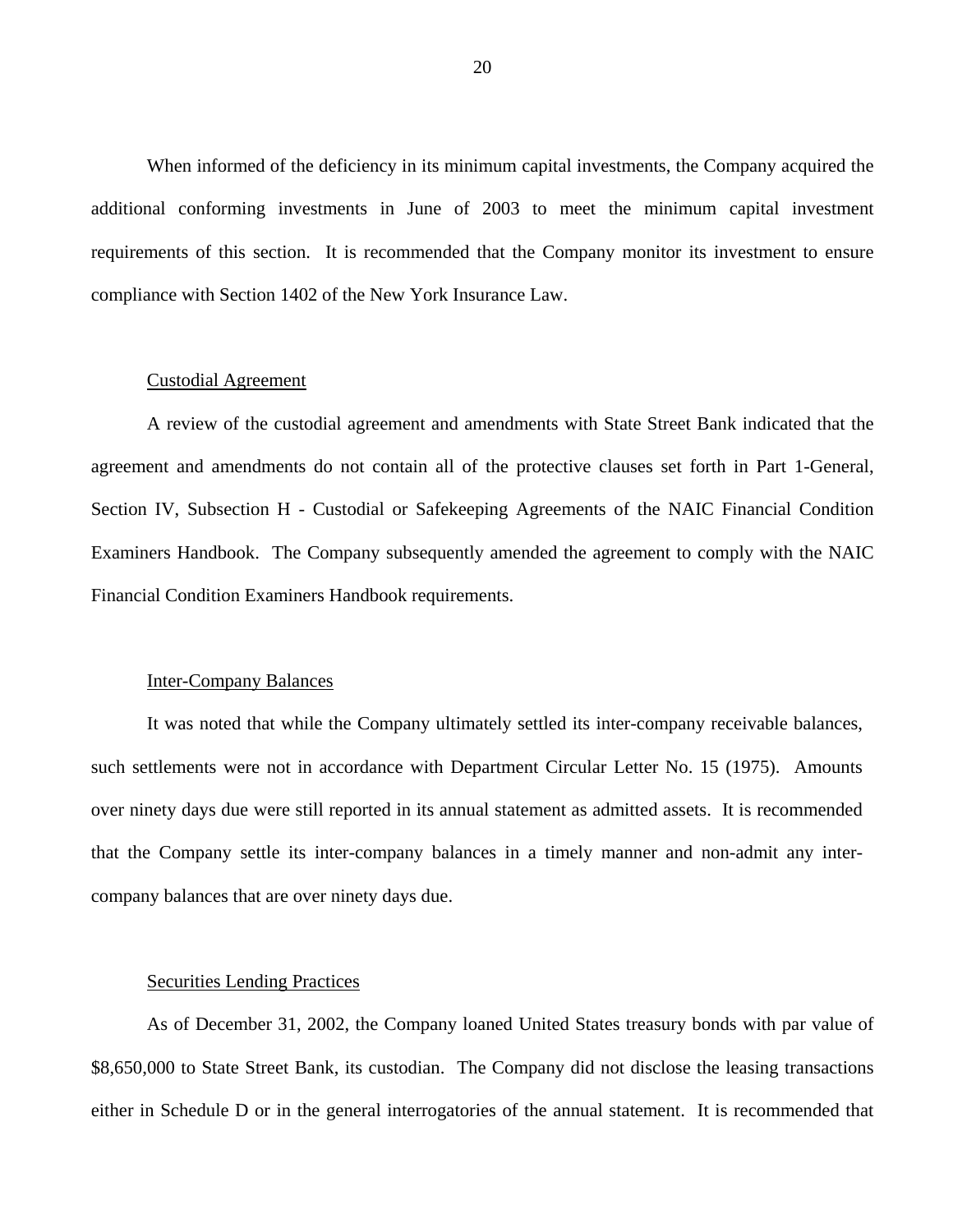When informed of the deficiency in its minimum capital investments, the Company acquired the additional conforming investments in June of 2003 to meet the minimum capital investment requirements of this section. It is recommended that the Company monitor its investment to ensure compliance with Section 1402 of the New York Insurance Law.

### Custodial Agreement

A review of the custodial agreement and amendments with State Street Bank indicated that the agreement and amendments do not contain all of the protective clauses set forth in Part 1-General, Section IV, Subsection H - Custodial or Safekeeping Agreements of the NAIC Financial Condition Examiners Handbook. The Company subsequently amended the agreement to comply with the NAIC Financial Condition Examiners Handbook requirements.

### Inter-Company Balances

It was noted that while the Company ultimately settled its inter-company receivable balances, such settlements were not in accordance with Department Circular Letter No. 15 (1975). Amounts over ninety days due were still reported in its annual statement as admitted assets. It is recommended that the Company settle its inter-company balances in a timely manner and non-admit any inter-company balances that are over ninety days due.

### Securities Lending Practices

As of December 31, 2002, the Company loaned United States treasury bonds with par value of $8,650,000 to State Street Bank, its custodian. The Company did not disclose the leasing transactions either in Schedule D or in the general interrogatories of the annual statement. It is recommended that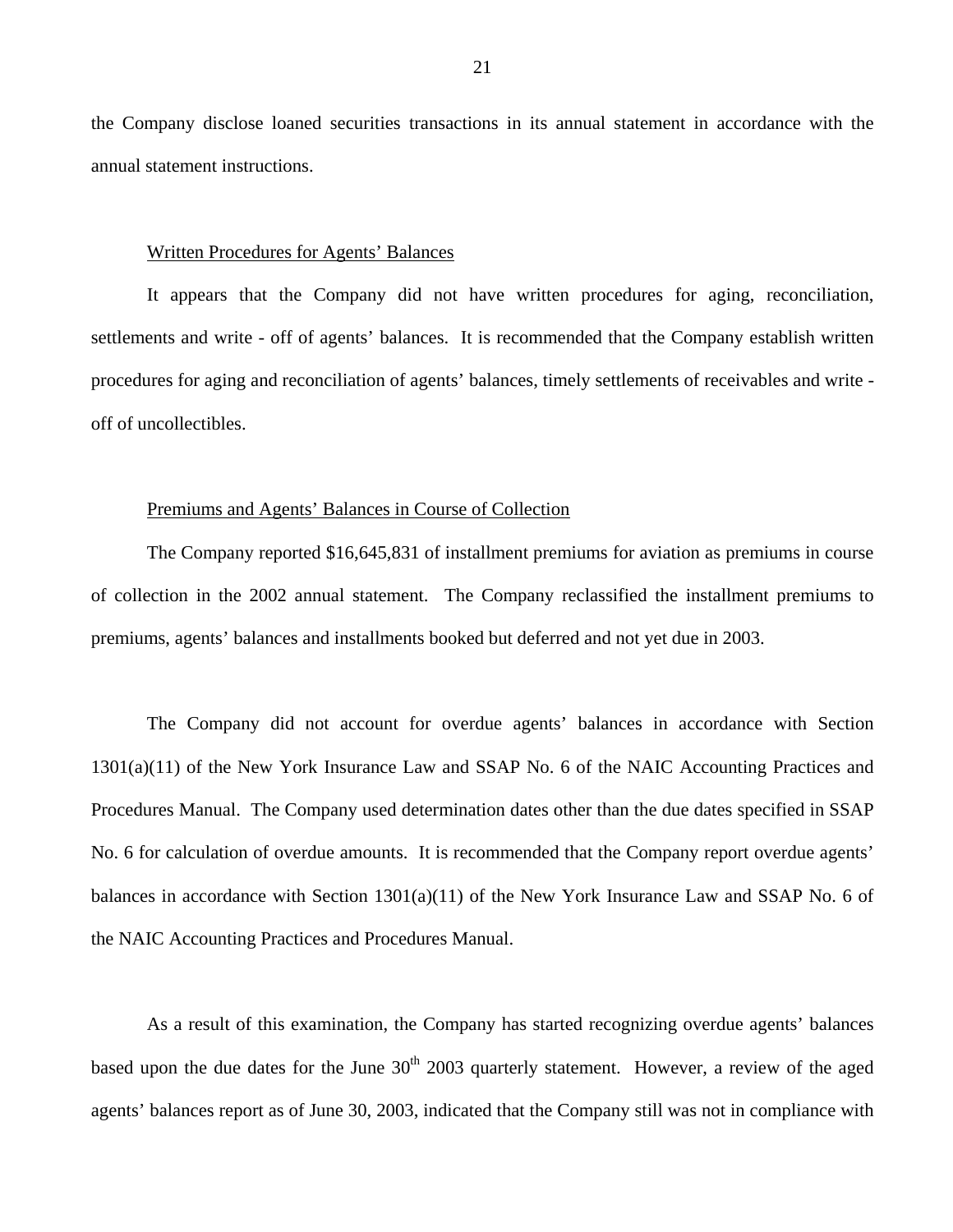the Company disclose loaned securities transactions in its annual statement in accordance with the annual statement instructions.

Written Procedures for Agents' Balances

It appears that the Company did not have written procedures for aging, reconciliation, settlements and write - off of agents' balances. It is recommended that the Company establish written procedures for aging and reconciliation of agents' balances, timely settlements of receivables and write - off of uncollectibles.

Premiums and Agents' Balances in Course of Collection

The Company reported $16,645,831 of installment premiums for aviation as premiums in course of collection in the 2002 annual statement. The Company reclassified the installment premiums to premiums, agents' balances and installments booked but deferred and not yet due in 2003.

The Company did not account for overdue agents' balances in accordance with Section 1301(a)(11) of the New York Insurance Law and SSAP No. 6 of the NAIC Accounting Practices and Procedures Manual. The Company used determination dates other than the due dates specified in SSAP No. 6 for calculation of overdue amounts. It is recommended that the Company report overdue agents' balances in accordance with Section 1301(a)(11) of the New York Insurance Law and SSAP No. 6 of the NAIC Accounting Practices and Procedures Manual.

As a result of this examination, the Company has started recognizing overdue agents' balances based upon the due dates for the June 30th 2003 quarterly statement. However, a review of the aged agents' balances report as of June 30, 2003, indicated that the Company still was not in compliance with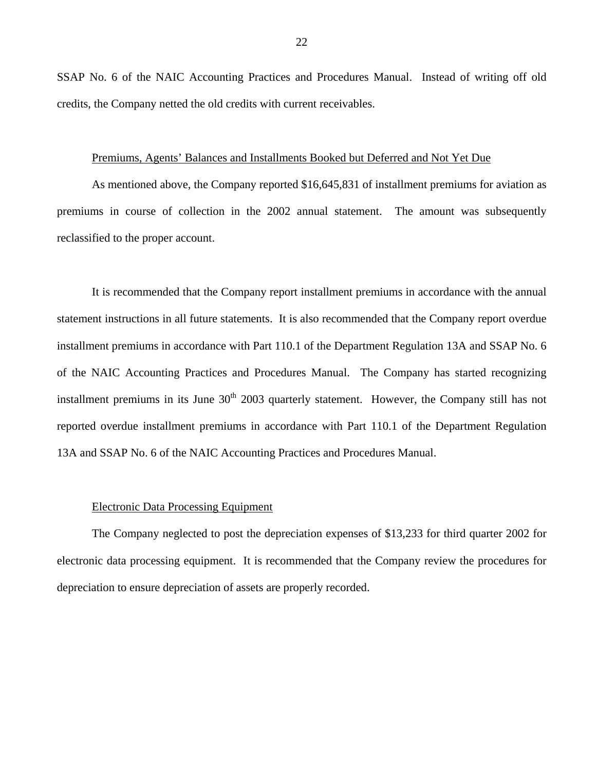SSAP No. 6 of the NAIC Accounting Practices and Procedures Manual. Instead of writing off old credits, the Company netted the old credits with current receivables.

Premiums, Agents' Balances and Installments Booked but Deferred and Not Yet Due

As mentioned above, the Company reported $16,645,831 of installment premiums for aviation as premiums in course of collection in the 2002 annual statement. The amount was subsequently reclassified to the proper account.

It is recommended that the Company report installment premiums in accordance with the annual statement instructions in all future statements. It is also recommended that the Company report overdue installment premiums in accordance with Part 110.1 of the Department Regulation 13A and SSAP No. 6 of the NAIC Accounting Practices and Procedures Manual. The Company has started recognizing installment premiums in its June 30th 2003 quarterly statement. However, the Company still has not reported overdue installment premiums in accordance with Part 110.1 of the Department Regulation 13A and SSAP No. 6 of the NAIC Accounting Practices and Procedures Manual.

Electronic Data Processing Equipment

The Company neglected to post the depreciation expenses of $13,233 for third quarter 2002 for electronic data processing equipment. It is recommended that the Company review the procedures for depreciation to ensure depreciation of assets are properly recorded.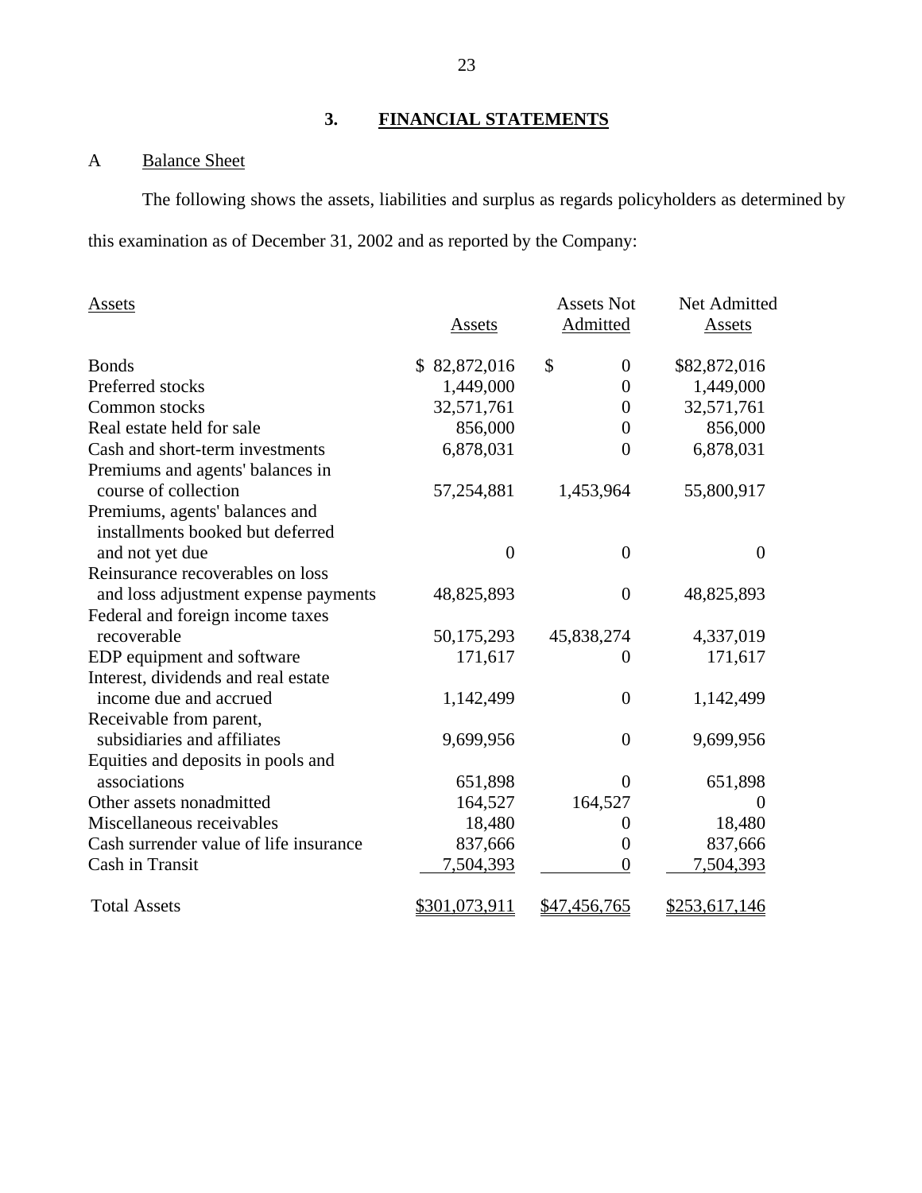## 3. FINANCIAL STATEMENTS

### A Balance Sheet

The following shows the assets, liabilities and surplus as regards policyholders as determined by this examination as of December 31, 2002 and as reported by the Company:

| Assets | Assets | Assets Not Admitted | Net Admitted Assets |
|---|---|---|---|
| Bonds | $ 82,872,016 | $ 0 | $82,872,016 |
| Preferred stocks | 1,449,000 | 0 | 1,449,000 |
| Common stocks | 32,571,761 | 0 | 32,571,761 |
| Real estate held for sale | 856,000 | 0 | 856,000 |
| Cash and short-term investments | 6,878,031 | 0 | 6,878,031 |
| Premiums and agents' balances in course of collection | 57,254,881 | 1,453,964 | 55,800,917 |
| Premiums, agents' balances and installments booked but deferred and not yet due | 0 | 0 | 0 |
| Reinsurance recoverables on loss and loss adjustment expense payments | 48,825,893 | 0 | 48,825,893 |
| Federal and foreign income taxes recoverable | 50,175,293 | 45,838,274 | 4,337,019 |
| EDP equipment and software | 171,617 | 0 | 171,617 |
| Interest, dividends and real estate income due and accrued | 1,142,499 | 0 | 1,142,499 |
| Receivable from parent, subsidiaries and affiliates | 9,699,956 | 0 | 9,699,956 |
| Equities and deposits in pools and associations | 651,898 | 0 | 651,898 |
| Other assets nonadmitted | 164,527 | 164,527 | 0 |
| Miscellaneous receivables | 18,480 | 0 | 18,480 |
| Cash surrender value of life insurance | 837,666 | 0 | 837,666 |
| Cash in Transit | 7,504,393 | 0 | 7,504,393 |
| Total Assets | $301,073,911 | $47,456,765 | $253,617,146 |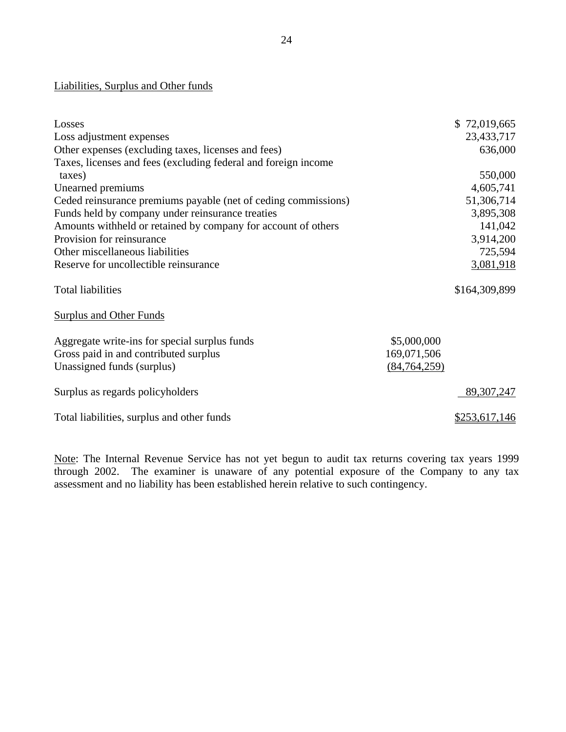Liabilities, Surplus and Other funds

| | | |
|---|---|---|
| Losses | | $ 72,019,665 |
| Loss adjustment expenses | | 23,433,717 |
| Other expenses (excluding taxes, licenses and fees) | | 636,000 |
| Taxes, licenses and fees (excluding federal and foreign income taxes) | | 550,000 |
| Unearned premiums | | 4,605,741 |
| Ceded reinsurance premiums payable (net of ceding commissions) | | 51,306,714 |
| Funds held by company under reinsurance treaties | | 3,895,308 |
| Amounts withheld or retained by company for account of others | | 141,042 |
| Provision for reinsurance | | 3,914,200 |
| Other miscellaneous liabilities | | 725,594 |
| Reserve for uncollectible reinsurance | | 3,081,918 |
| Total liabilities | | $164,309,899 |
| Surplus and Other Funds | | |
| Aggregate write-ins for special surplus funds | $5,000,000 | |
| Gross paid in and contributed surplus | 169,071,506 | |
| Unassigned funds (surplus) | (84,764,259) | |
| Surplus as regards policyholders | | 89,307,247 |
| Total liabilities, surplus and other funds | | $253,617,146 |

Note: The Internal Revenue Service has not yet begun to audit tax returns covering tax years 1999 through 2002. The examiner is unaware of any potential exposure of the Company to any tax assessment and no liability has been established herein relative to such contingency.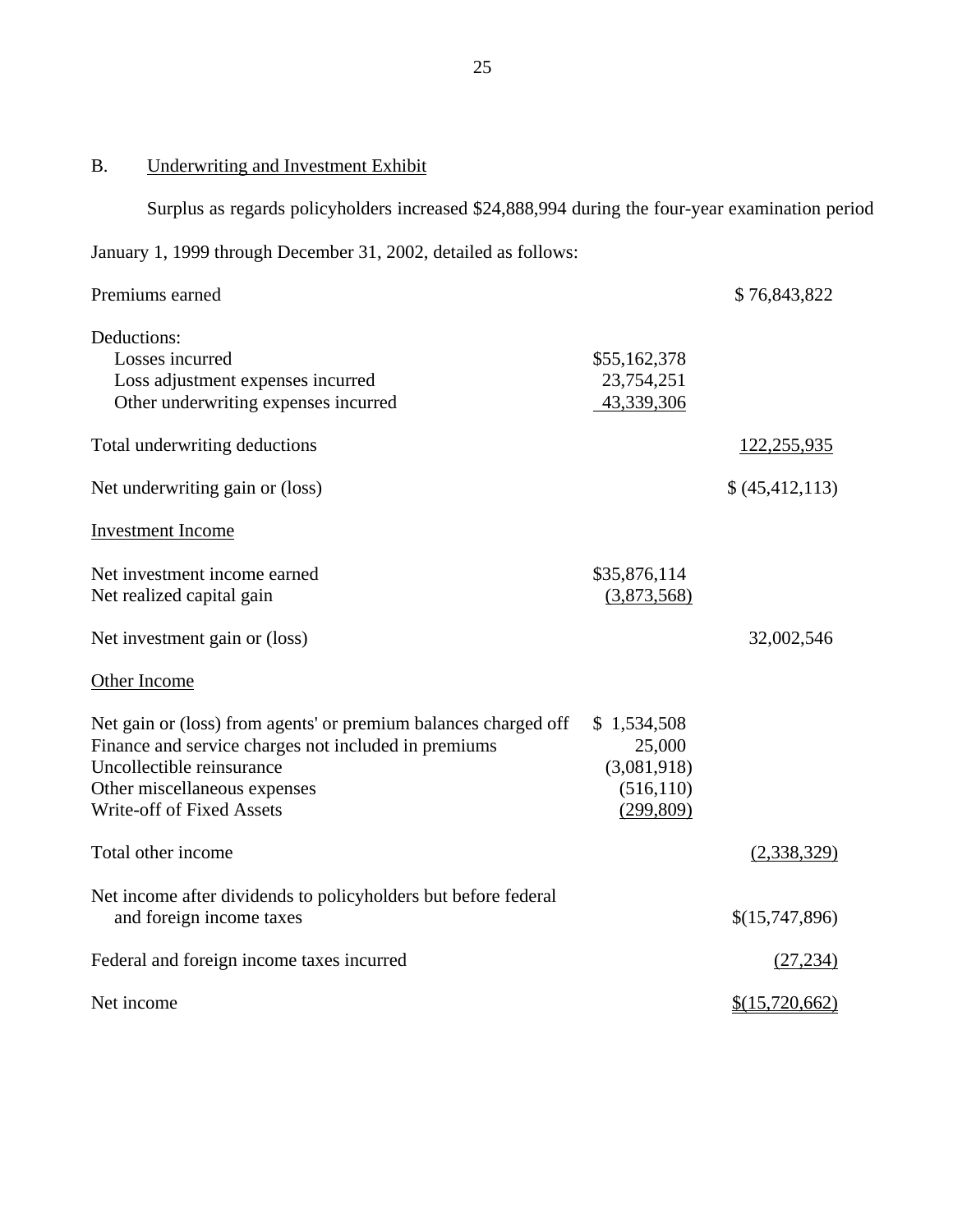## B. Underwriting and Investment Exhibit

Surplus as regards policyholders increased $24,888,994 during the four-year examination period January 1, 1999 through December 31, 2002, detailed as follows:

| | | |
|---|---|---|
| Premiums earned | | $ 76,843,822 |
| Deductions: | | |
| Losses incurred | $55,162,378 | |
| Loss adjustment expenses incurred | 23,754,251 | |
| Other underwriting expenses incurred | 43,339,306 | |
| Total underwriting deductions | | 122,255,935 |
| Net underwriting gain or (loss) | | $ (45,412,113) |
| Investment Income | | |
| Net investment income earned | $35,876,114 | |
| Net realized capital gain | (3,873,568) | |
| Net investment gain or (loss) | | 32,002,546 |
| Other Income | | |
| Net gain or (loss) from agents' or premium balances charged off | $ 1,534,508 | |
| Finance and service charges not included in premiums | 25,000 | |
| Uncollectible reinsurance | (3,081,918) | |
| Other miscellaneous expenses | (516,110) | |
| Write-off of Fixed Assets | (299,809) | |
| Total other income | | (2,338,329) |
| Net income after dividends to policyholders but before federal and foreign income taxes | | $(15,747,896) |
| Federal and foreign income taxes incurred | | (27,234) |
| Net income | | $(15,720,662) |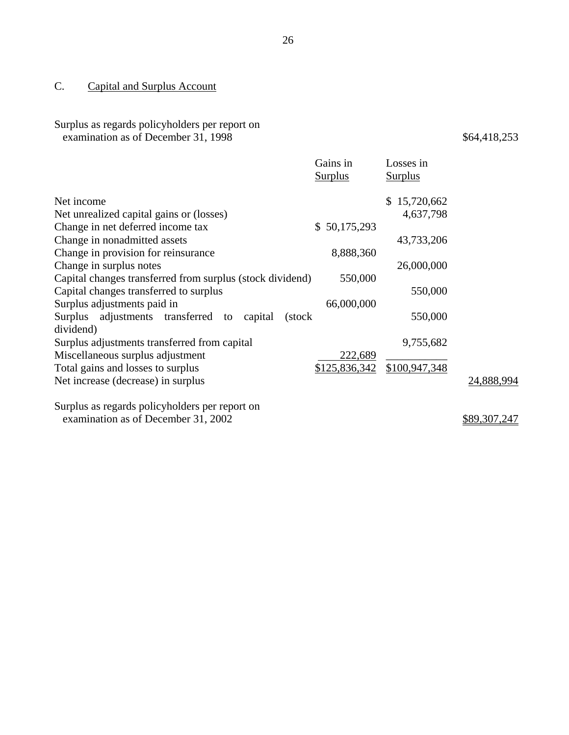## C. Capital and Surplus Account

| | Gains in Surplus | Losses in Surplus | |
|---|---|---|---|
| Surplus as regards policyholders per report on examination as of December 31, 1998 | | | $64,418,253 |
| Net income | | $ 15,720,662 | |
| Net unrealized capital gains or (losses) | | 4,637,798 | |
| Change in net deferred income tax | $ 50,175,293 | | |
| Change in nonadmitted assets | | 43,733,206 | |
| Change in provision for reinsurance | 8,888,360 | | |
| Change in surplus notes | | 26,000,000 | |
| Capital changes transferred from surplus (stock dividend) | 550,000 | | |
| Capital changes transferred to surplus | | 550,000 | |
| Surplus adjustments paid in | 66,000,000 | | |
| Surplus adjustments transferred to capital (stock dividend) | | 550,000 | |
| Surplus adjustments transferred from capital | | 9,755,682 | |
| Miscellaneous surplus adjustment | 222,689 | | |
| Total gains and losses to surplus | $125,836,342 | $100,947,348 | |
| Net increase (decrease) in surplus | | | 24,888,994 |
| Surplus as regards policyholders per report on examination as of December 31, 2002 | | | $89,307,247 |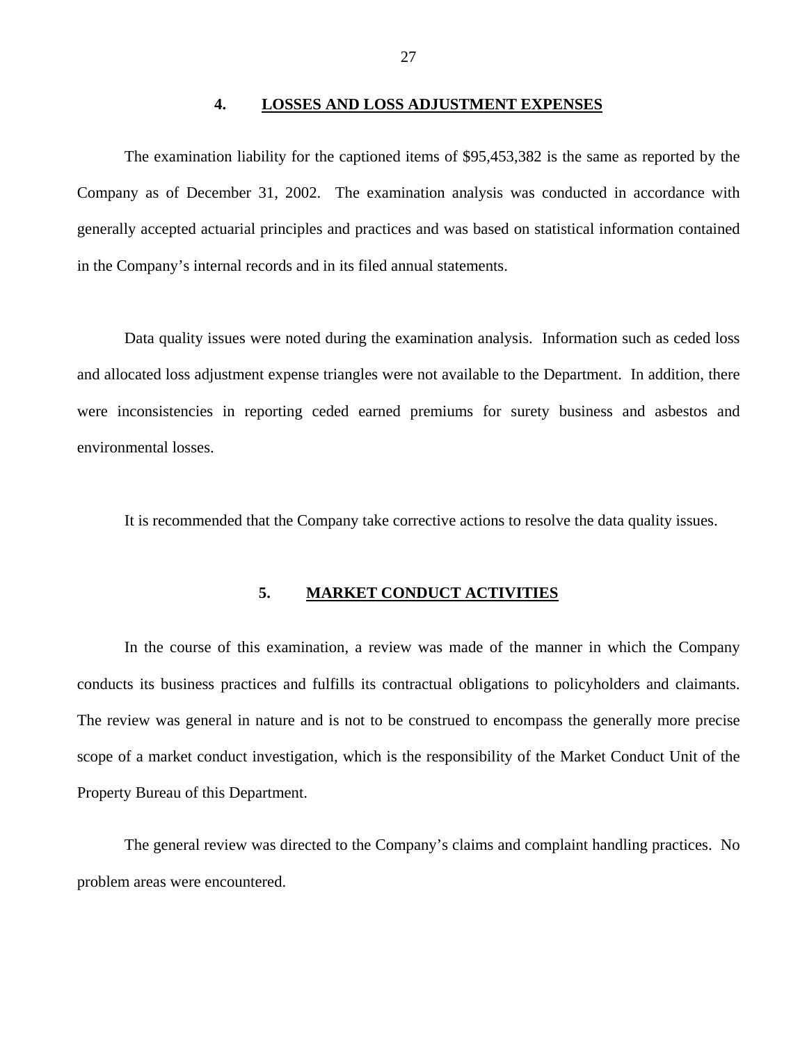## 4. LOSSES AND LOSS ADJUSTMENT EXPENSES

The examination liability for the captioned items of $95,453,382 is the same as reported by the Company as of December 31, 2002. The examination analysis was conducted in accordance with generally accepted actuarial principles and practices and was based on statistical information contained in the Company's internal records and in its filed annual statements.

Data quality issues were noted during the examination analysis. Information such as ceded loss and allocated loss adjustment expense triangles were not available to the Department. In addition, there were inconsistencies in reporting ceded earned premiums for surety business and asbestos and environmental losses.

It is recommended that the Company take corrective actions to resolve the data quality issues.

## 5. MARKET CONDUCT ACTIVITIES

In the course of this examination, a review was made of the manner in which the Company conducts its business practices and fulfills its contractual obligations to policyholders and claimants. The review was general in nature and is not to be construed to encompass the generally more precise scope of a market conduct investigation, which is the responsibility of the Market Conduct Unit of the Property Bureau of this Department.

The general review was directed to the Company's claims and complaint handling practices. No problem areas were encountered.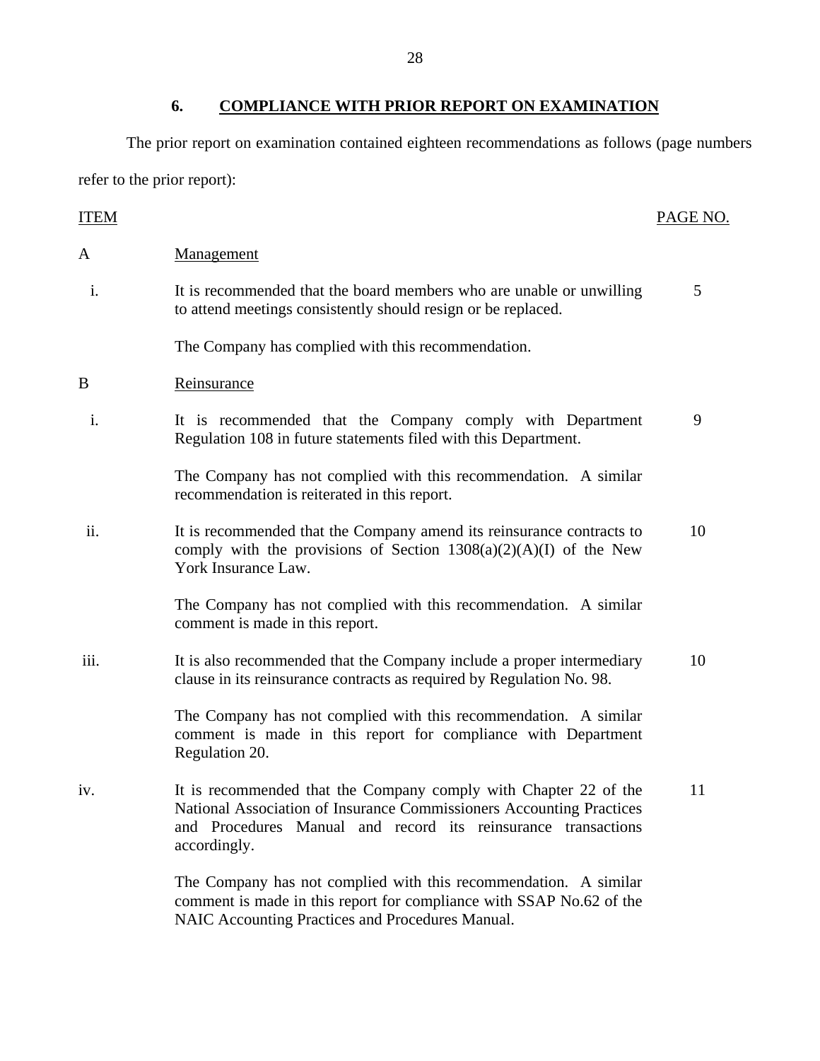## 6. COMPLIANCE WITH PRIOR REPORT ON EXAMINATION

The prior report on examination contained eighteen recommendations as follows (page numbers refer to the prior report):

| ITEM | | PAGE NO. |
|---|---|---|
| A | Management | |
| i. | It is recommended that the board members who are unable or unwilling to attend meetings consistently should resign or be replaced. | 5 |
| | The Company has complied with this recommendation. | |
| B | Reinsurance | |
| i. | It is recommended that the Company comply with Department Regulation 108 in future statements filed with this Department. | 9 |
| | The Company has not complied with this recommendation. A similar recommendation is reiterated in this report. | |
| ii. | It is recommended that the Company amend its reinsurance contracts to comply with the provisions of Section 1308(a)(2)(A)(I) of the New York Insurance Law. | 10 |
| | The Company has not complied with this recommendation. A similar comment is made in this report. | |
| iii. | It is also recommended that the Company include a proper intermediary clause in its reinsurance contracts as required by Regulation No. 98. | 10 |
| | The Company has not complied with this recommendation. A similar comment is made in this report for compliance with Department Regulation 20. | |
| iv. | It is recommended that the Company comply with Chapter 22 of the National Association of Insurance Commissioners Accounting Practices and Procedures Manual and record its reinsurance transactions accordingly. | 11 |
| | The Company has not complied with this recommendation. A similar comment is made in this report for compliance with SSAP No.62 of the NAIC Accounting Practices and Procedures Manual. | |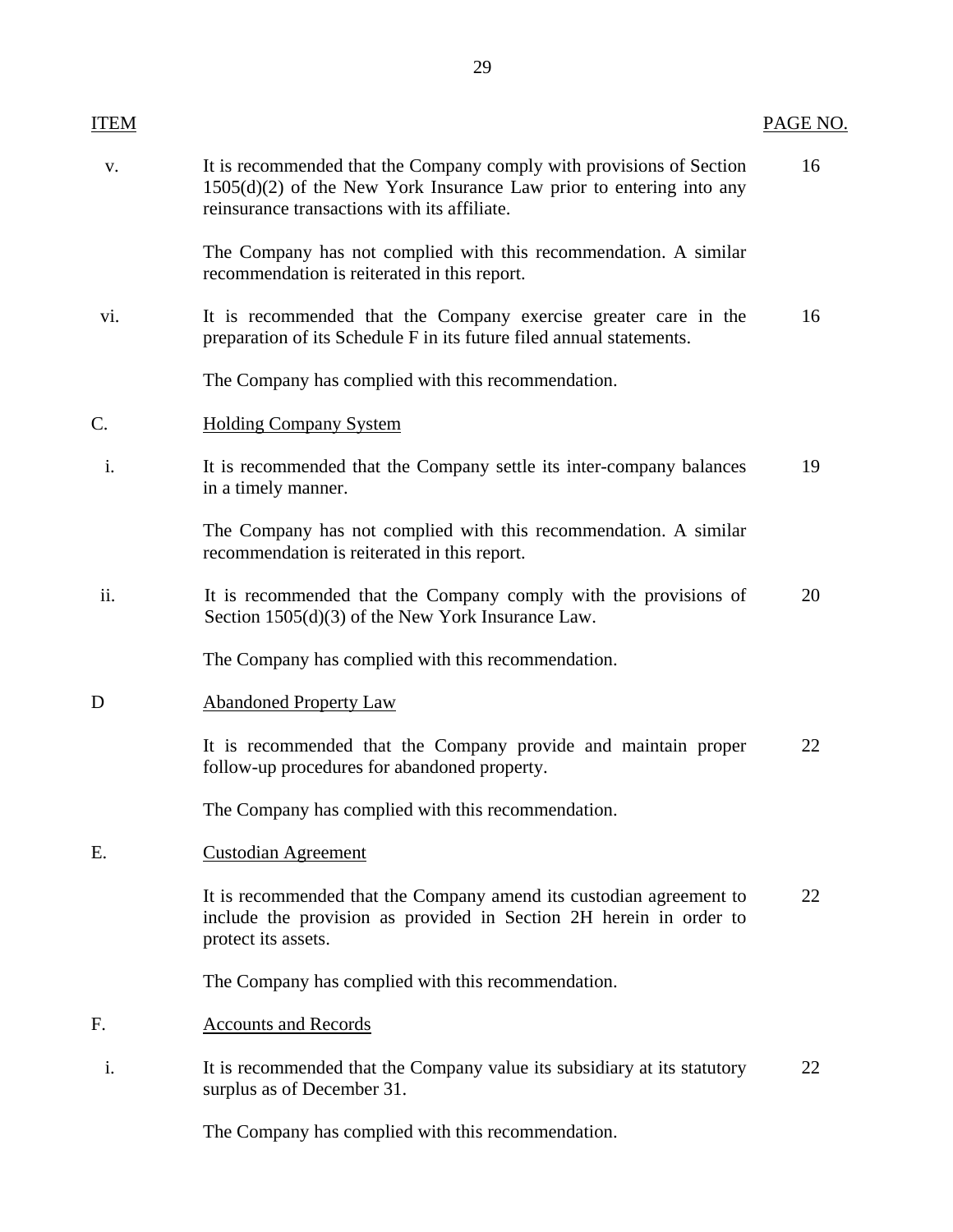| ITEM | | PAGE NO. |
|---|---|---|
| v. | It is recommended that the Company comply with provisions of Section 1505(d)(2) of the New York Insurance Law prior to entering into any reinsurance transactions with its affiliate. | 16 |
| | The Company has not complied with this recommendation. A similar recommendation is reiterated in this report. | |
| vi. | It is recommended that the Company exercise greater care in the preparation of its Schedule F in its future filed annual statements. | 16 |
| | The Company has complied with this recommendation. | |
| C. | <u>Holding Company System</u> | |
| i. | It is recommended that the Company settle its inter-company balances in a timely manner. | 19 |
| | The Company has not complied with this recommendation. A similar recommendation is reiterated in this report. | |
| ii. | It is recommended that the Company comply with the provisions of Section 1505(d)(3) of the New York Insurance Law. | 20 |
| | The Company has complied with this recommendation. | |
| D | <u>Abandoned Property Law</u> | |
| | It is recommended that the Company provide and maintain proper follow-up procedures for abandoned property. | 22 |
| | The Company has complied with this recommendation. | |
| E. | <u>Custodian Agreement</u> | |
| | It is recommended that the Company amend its custodian agreement to include the provision as provided in Section 2H herein in order to protect its assets. | 22 |
| | The Company has complied with this recommendation. | |
| F. | <u>Accounts and Records</u> | |
| i. | It is recommended that the Company value its subsidiary at its statutory surplus as of December 31. | 22 |
| | The Company has complied with this recommendation. | |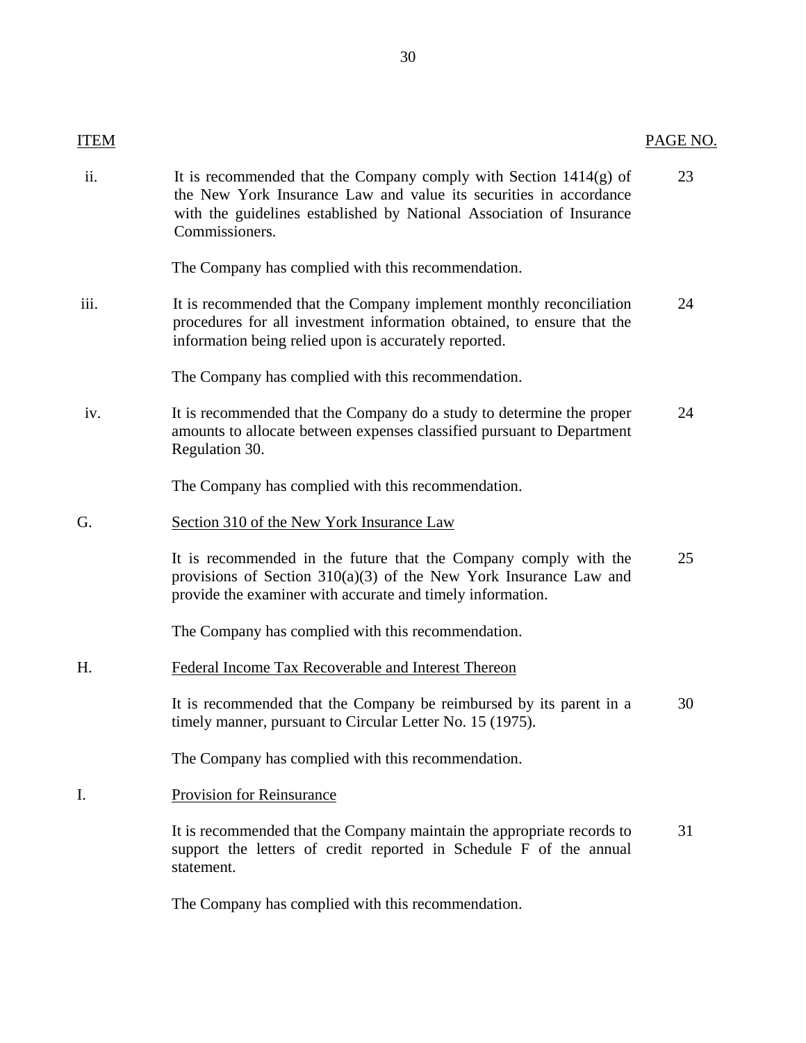| ITEM | | PAGE NO. |
|---|---|---|
| ii. | It is recommended that the Company comply with Section 1414(g) of the New York Insurance Law and value its securities in accordance with the guidelines established by National Association of Insurance Commissioners. | 23 |
| | The Company has complied with this recommendation. | |
| iii. | It is recommended that the Company implement monthly reconciliation procedures for all investment information obtained, to ensure that the information being relied upon is accurately reported. | 24 |
| | The Company has complied with this recommendation. | |
| iv. | It is recommended that the Company do a study to determine the proper amounts to allocate between expenses classified pursuant to Department Regulation 30. | 24 |
| | The Company has complied with this recommendation. | |
| G. | Section 310 of the New York Insurance Law | |
| | It is recommended in the future that the Company comply with the provisions of Section 310(a)(3) of the New York Insurance Law and provide the examiner with accurate and timely information. | 25 |
| | The Company has complied with this recommendation. | |
| H. | Federal Income Tax Recoverable and Interest Thereon | |
| | It is recommended that the Company be reimbursed by its parent in a timely manner, pursuant to Circular Letter No. 15 (1975). | 30 |
| | The Company has complied with this recommendation. | |
| I. | Provision for Reinsurance | |
| | It is recommended that the Company maintain the appropriate records to support the letters of credit reported in Schedule F of the annual statement. | 31 |
| | The Company has complied with this recommendation. | |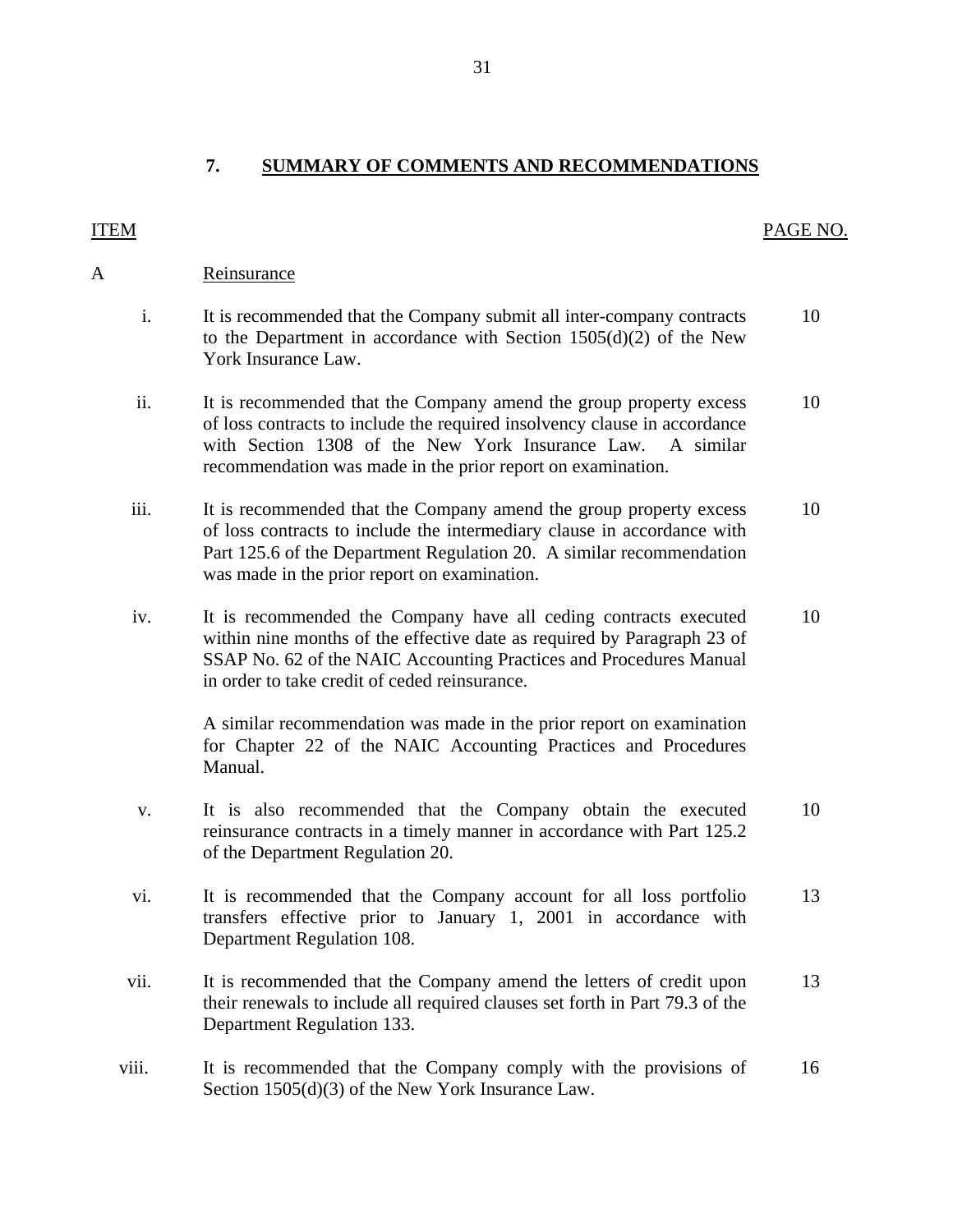## 7. SUMMARY OF COMMENTS AND RECOMMENDATIONS

| ITEM | | | PAGE NO. |
|---|---|---|---|
| A | | Reinsurance | |
| | i. | It is recommended that the Company submit all inter-company contracts to the Department in accordance with Section 1505(d)(2) of the New York Insurance Law. | 10 |
| | ii. | It is recommended that the Company amend the group property excess of loss contracts to include the required insolvency clause in accordance with Section 1308 of the New York Insurance Law. A similar recommendation was made in the prior report on examination. | 10 |
| | iii. | It is recommended that the Company amend the group property excess of loss contracts to include the intermediary clause in accordance with Part 125.6 of the Department Regulation 20. A similar recommendation was made in the prior report on examination. | 10 |
| | iv. | It is recommended the Company have all ceding contracts executed within nine months of the effective date as required by Paragraph 23 of SSAP No. 62 of the NAIC Accounting Practices and Procedures Manual in order to take credit of ceded reinsurance.<br><br>A similar recommendation was made in the prior report on examination for Chapter 22 of the NAIC Accounting Practices and Procedures Manual. | 10 |
| | v. | It is also recommended that the Company obtain the executed reinsurance contracts in a timely manner in accordance with Part 125.2 of the Department Regulation 20. | 10 |
| | vi. | It is recommended that the Company account for all loss portfolio transfers effective prior to January 1, 2001 in accordance with Department Regulation 108. | 13 |
| | vii. | It is recommended that the Company amend the letters of credit upon their renewals to include all required clauses set forth in Part 79.3 of the Department Regulation 133. | 13 |
| | viii. | It is recommended that the Company comply with the provisions of Section 1505(d)(3) of the New York Insurance Law. | 16 |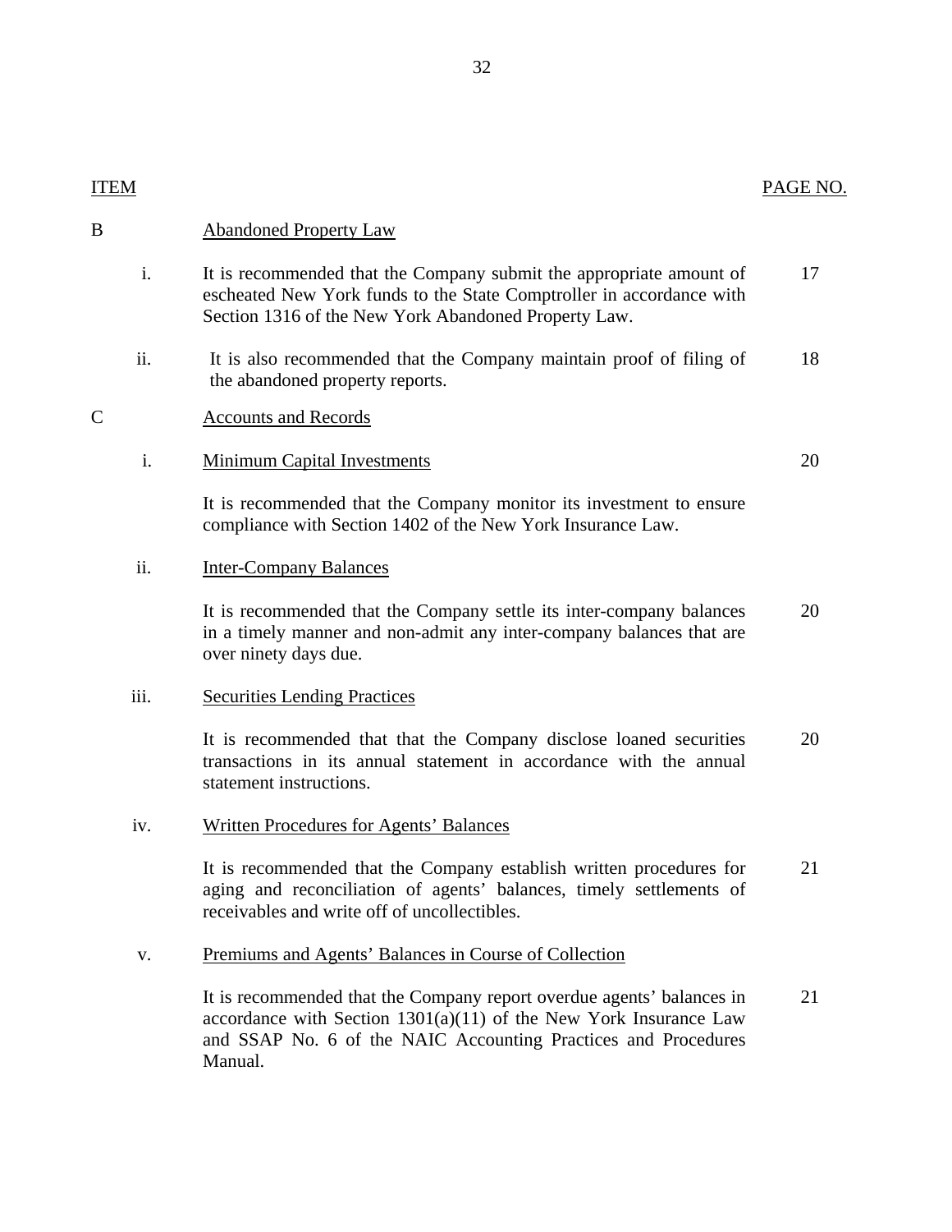| ITEM | | | PAGE NO. |
|---|---|---|---|
| B | | Abandoned Property Law | |
| | i. | It is recommended that the Company submit the appropriate amount of escheated New York funds to the State Comptroller in accordance with Section 1316 of the New York Abandoned Property Law. | 17 |
| | ii. | It is also recommended that the Company maintain proof of filing of the abandoned property reports. | 18 |
| C | | Accounts and Records | |
| | i. | Minimum Capital Investments | 20 |
| | | It is recommended that the Company monitor its investment to ensure compliance with Section 1402 of the New York Insurance Law. | |
| | ii. | Inter-Company Balances | |
| | | It is recommended that the Company settle its inter-company balances in a timely manner and non-admit any inter-company balances that are over ninety days due. | 20 |
| | iii. | Securities Lending Practices | |
| | | It is recommended that that the Company disclose loaned securities transactions in its annual statement in accordance with the annual statement instructions. | 20 |
| | iv. | Written Procedures for Agents' Balances | |
| | | It is recommended that the Company establish written procedures for aging and reconciliation of agents' balances, timely settlements of receivables and write off of uncollectibles. | 21 |
| | v. | Premiums and Agents' Balances in Course of Collection | |
| | | It is recommended that the Company report overdue agents' balances in accordance with Section 1301(a)(11) of the New York Insurance Law and SSAP No. 6 of the NAIC Accounting Practices and Procedures Manual. | 21 |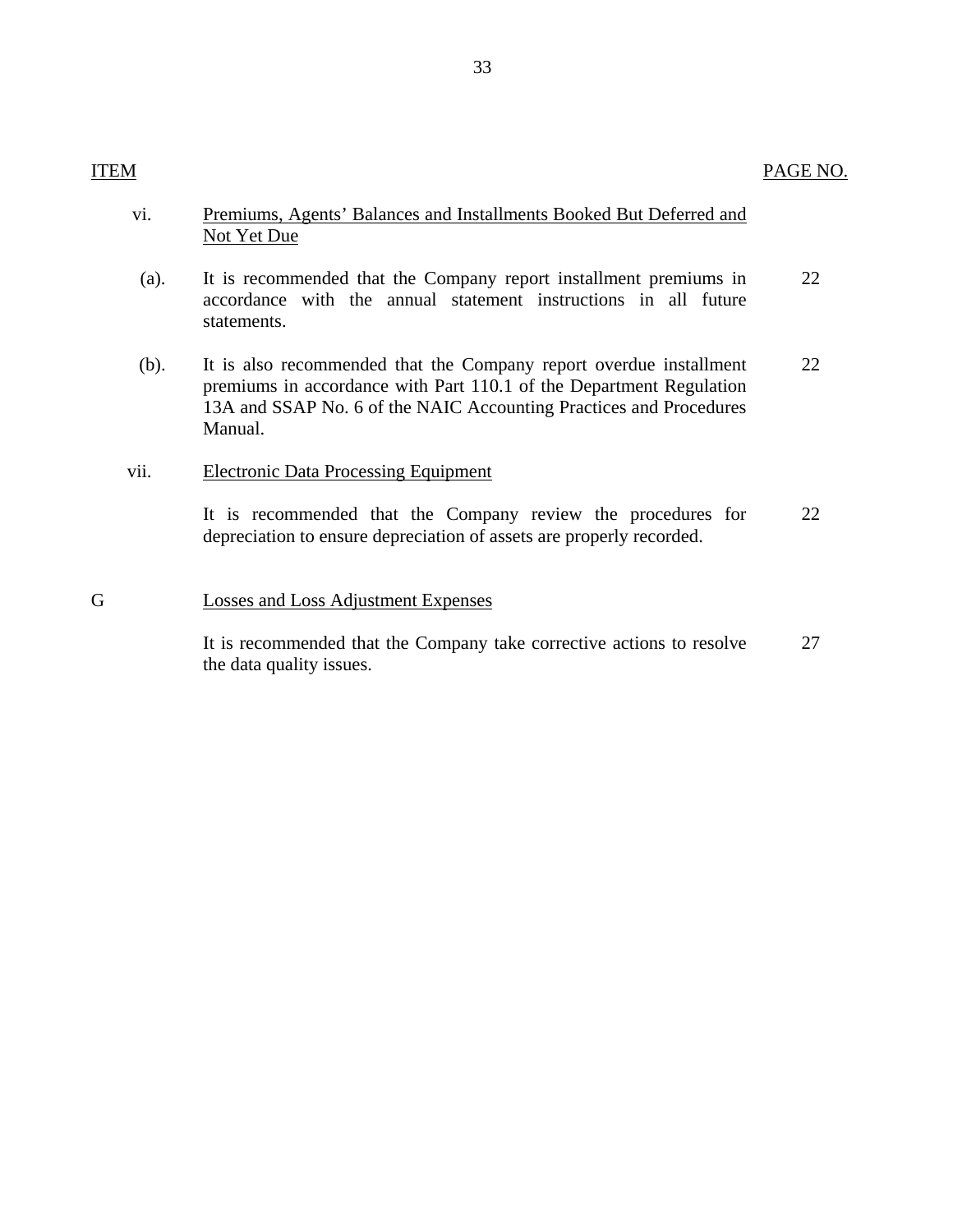| ITEM | | PAGE NO. |
|---|---|---|
| vi. | Premiums, Agents’ Balances and Installments Booked But Deferred and Not Yet Due | |
| (a). | It is recommended that the Company report installment premiums in accordance with the annual statement instructions in all future statements. | 22 |
| (b). | It is also recommended that the Company report overdue installment premiums in accordance with Part 110.1 of the Department Regulation 13A and SSAP No. 6 of the NAIC Accounting Practices and Procedures Manual. | 22 |
| vii. | Electronic Data Processing Equipment | |
| | It is recommended that the Company review the procedures for depreciation to ensure depreciation of assets are properly recorded. | 22 |
| G | Losses and Loss Adjustment Expenses | |
| | It is recommended that the Company take corrective actions to resolve the data quality issues. | 27 |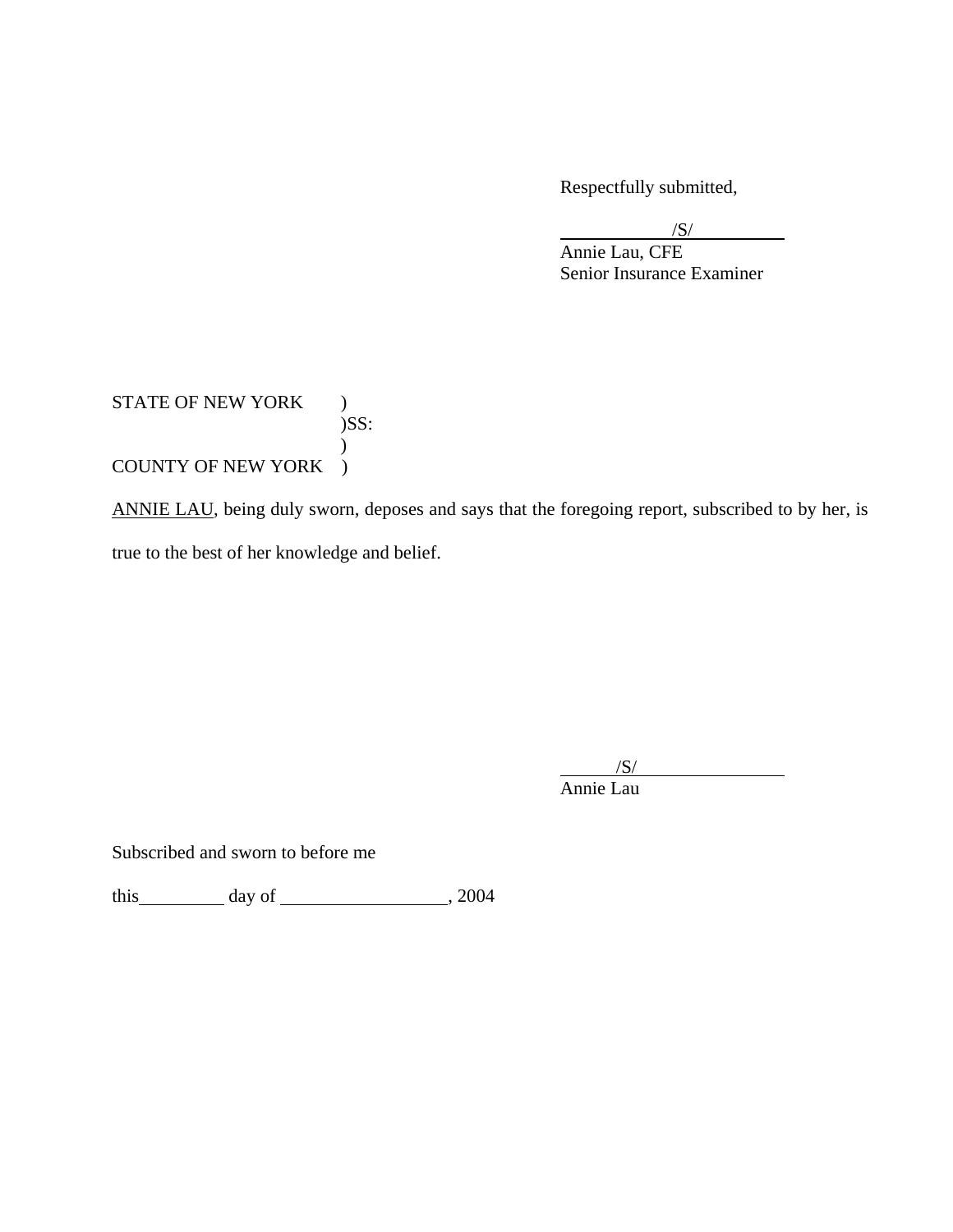Respectfully submitted,

/S/

Annie Lau, CFE
Senior Insurance Examiner

STATE OF NEW YORK )
)SS:
)
COUNTY OF NEW YORK )

ANNIE LAU, being duly sworn, deposes and says that the foregoing report, subscribed to by her, is true to the best of her knowledge and belief.

/S/

Annie Lau

Subscribed and sworn to before me

this\_\_\_\_\_\_\_\_\_ day of \_\_\_\_\_\_\_\_\_\_\_\_\_\_\_\_\_\_, 2004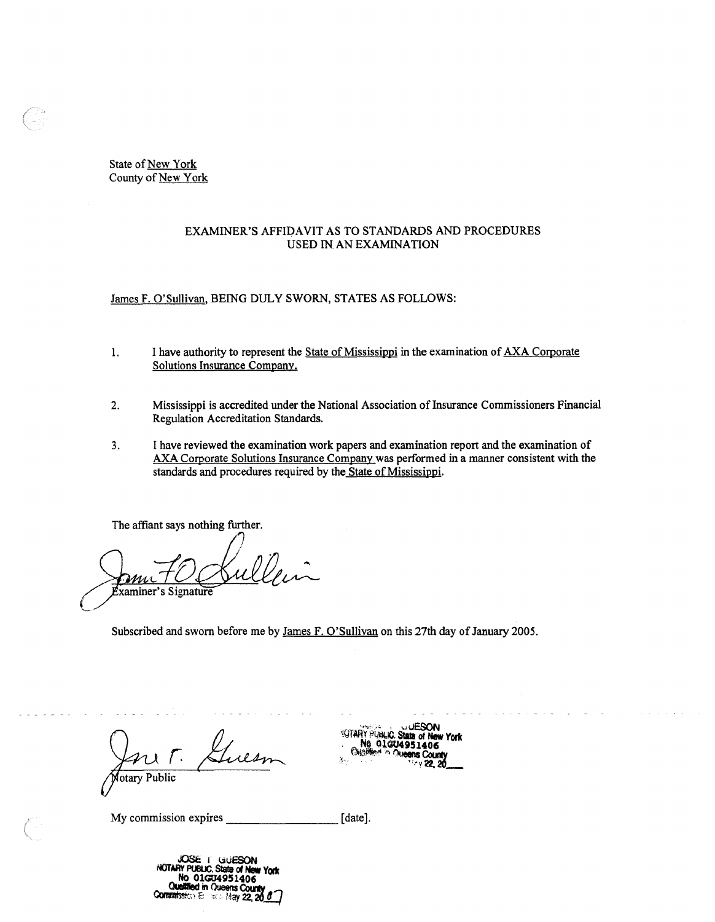State of New York
County of New York

EXAMINER'S AFFIDAVIT AS TO STANDARDS AND PROCEDURES USED IN AN EXAMINATION

James F. O'Sullivan, BEING DULY SWORN, STATES AS FOLLOWS:

1. I have authority to represent the State of Mississippi in the examination of AXA Corporate Solutions Insurance Company.

2. Mississippi is accredited under the National Association of Insurance Commissioners Financial Regulation Accreditation Standards.

3. I have reviewed the examination work papers and examination report and the examination of AXA Corporate Solutions Insurance Company was performed in a manner consistent with the standards and procedures required by the State of Mississippi.

The affiant says nothing further.

Examiner's Signature

Subscribed and sworn before me by James F. O'Sullivan on this 27th day of January 2005.

Notary Public

JOSE T. GUESON
NOTARY PUBLIC, State of New York
No. 01GU4951406
Qualified in Queens County
May 22, 20__

My commission expires ________________ [date].

JOSE T. GUESON
NOTARY PUBLIC, State of New York
No. 01GU4951406
Qualified in Queens County
Commission Expires May 22, 2007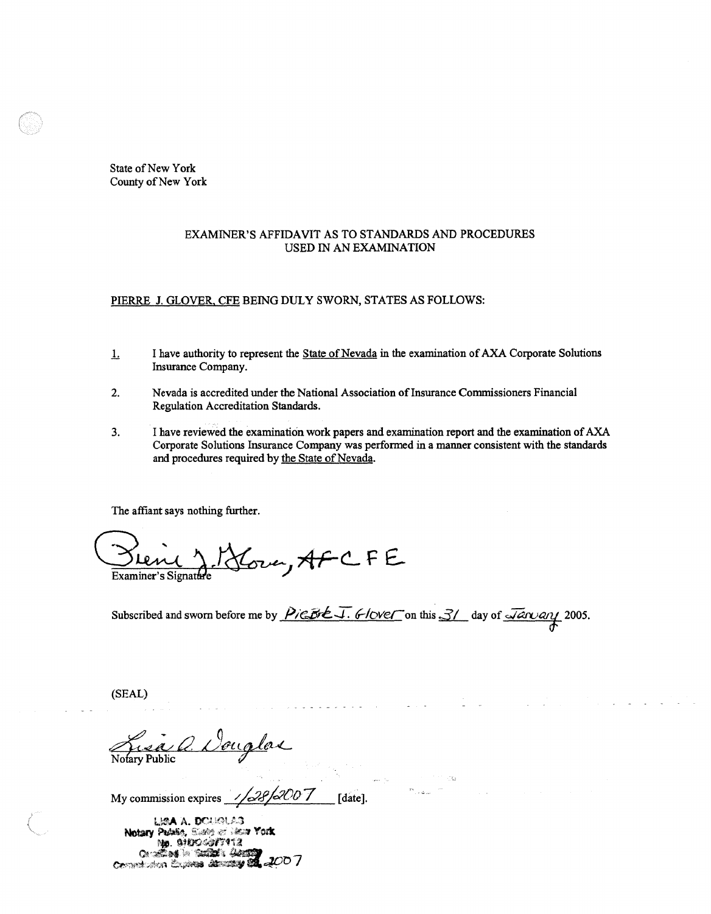State of New York
County of New York

EXAMINER'S AFFIDAVIT AS TO STANDARDS AND PROCEDURES USED IN AN EXAMINATION

PIERRE J. GLOVER, CFE BEING DULY SWORN, STATES AS FOLLOWS:

1. I have authority to represent the State of Nevada in the examination of AXA Corporate Solutions Insurance Company.

2. Nevada is accredited under the National Association of Insurance Commissioners Financial Regulation Accreditation Standards.

3. I have reviewed the examination work papers and examination report and the examination of AXA Corporate Solutions Insurance Company was performed in a manner consistent with the standards and procedures required by the State of Nevada.

The affiant says nothing further.

Pierre J. Glover, AFCFE
Examiner's Signature

Subscribed and sworn before me by Pierre J. Glover on this 31 day of January 2005.

(SEAL)

Lisa A. Douglas
Notary Public

My commission expires 1/28/2007 [date].

LISA A. DOUGLAS
Notary Public, State of New York
No. 01DO6077912
Qualified in Suffolk County
Commission Expires January 28, 2007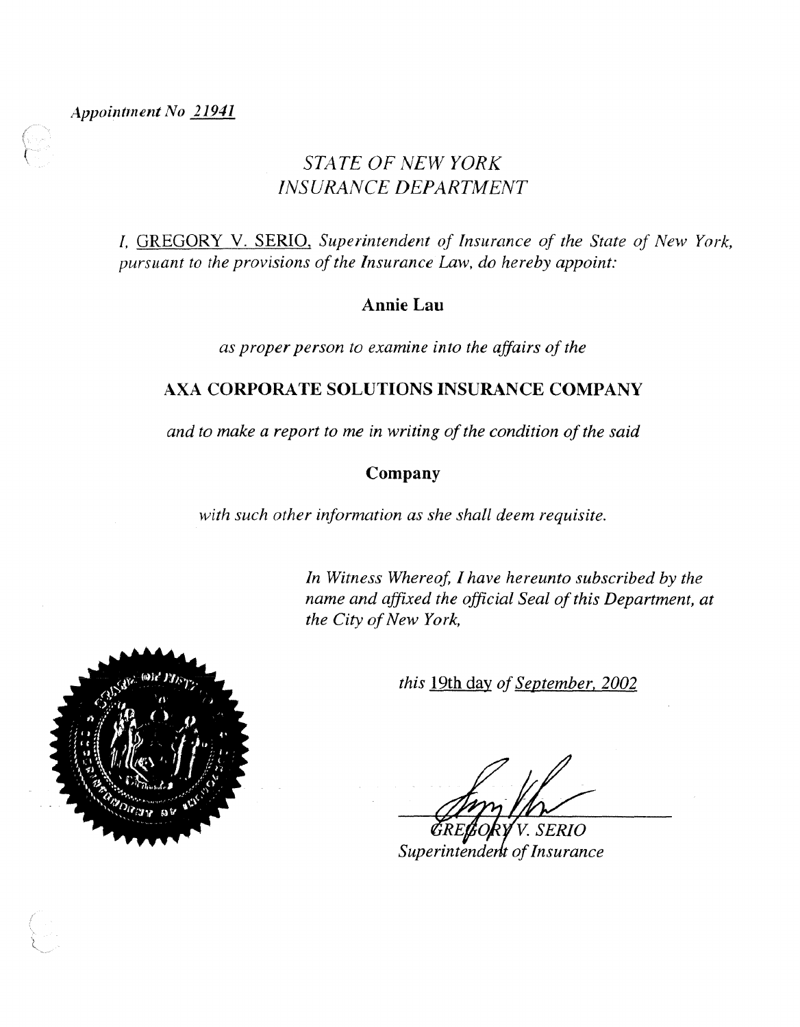*Appointment No 21941*

# *STATE OF NEW YORK*
## *INSURANCE DEPARTMENT*

*I,* GREGORY V. SERIO, *Superintendent of Insurance of the State of New York, pursuant to the provisions of the Insurance Law, do hereby appoint:*

**Annie Lau**

*as proper person to examine into the affairs of the*

**AXA CORPORATE SOLUTIONS INSURANCE COMPANY**

*and to make a report to me in writing of the condition of the said*

**Company**

*with such other information as she shall deem requisite.*

*In Witness Whereof, I have hereunto subscribed by the name and affixed the official Seal of this Department, at the City of New York,*

*this* 19th day *of September, 2002*

*GREGORY V. SERIO*
*Superintendent of Insurance*